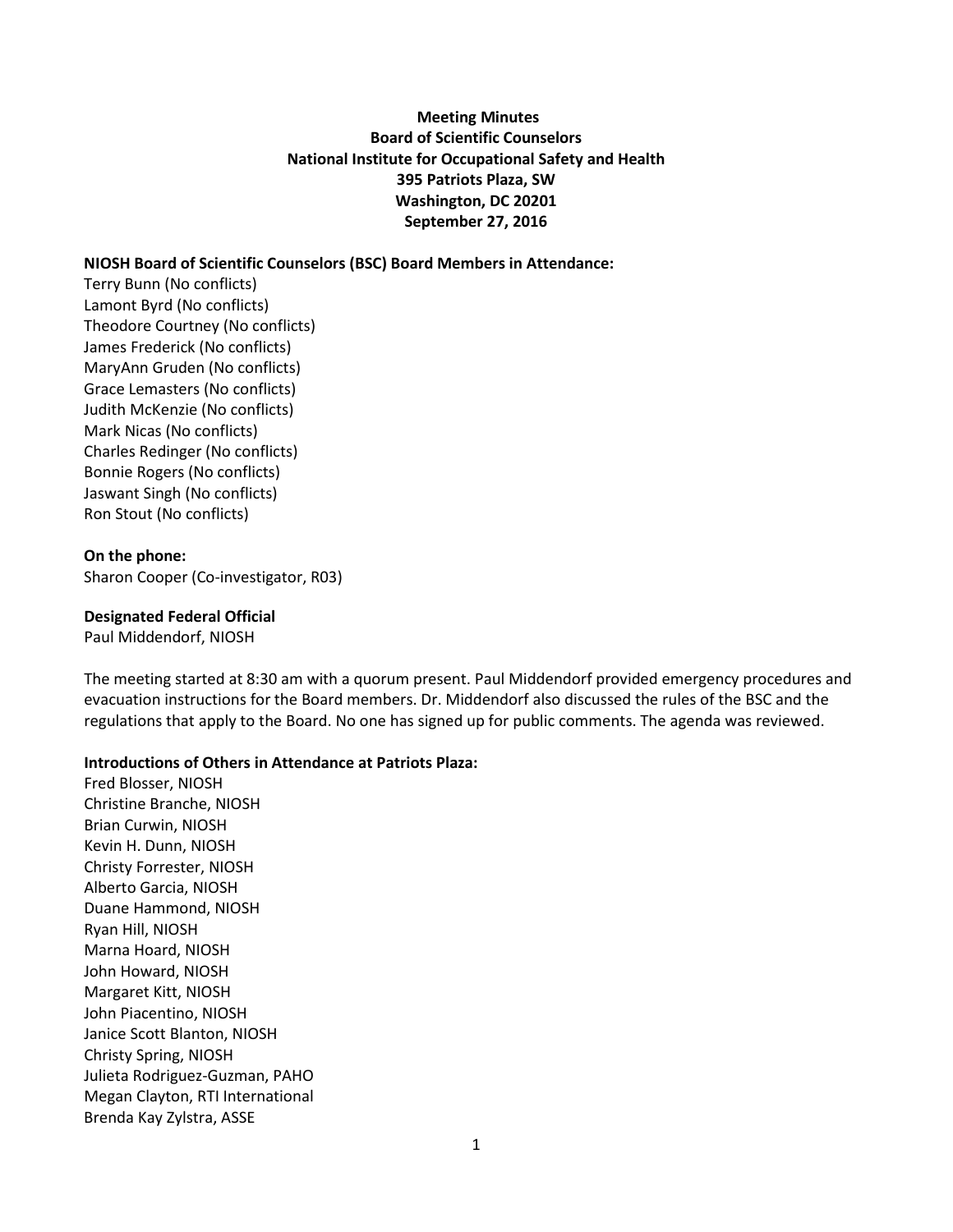**Meeting Minutes**
**Board of Scientific Counselors**
**National Institute for Occupational Safety and Health**
**395 Patriots Plaza, SW**
**Washington, DC 20201**
**September 27, 2016**

**NIOSH Board of Scientific Counselors (BSC) Board Members in Attendance:**

Terry Bunn (No conflicts)
Lamont Byrd (No conflicts)
Theodore Courtney (No conflicts)
James Frederick (No conflicts)
MaryAnn Gruden (No conflicts)
Grace Lemasters (No conflicts)
Judith McKenzie (No conflicts)
Mark Nicas (No conflicts)
Charles Redinger (No conflicts)
Bonnie Rogers (No conflicts)
Jaswant Singh (No conflicts)
Ron Stout (No conflicts)

**On the phone:**

Sharon Cooper (Co-investigator, R03)

**Designated Federal Official**

Paul Middendorf, NIOSH

The meeting started at 8:30 am with a quorum present. Paul Middendorf provided emergency procedures and evacuation instructions for the Board members. Dr. Middendorf also discussed the rules of the BSC and the regulations that apply to the Board. No one has signed up for public comments. The agenda was reviewed.

**Introductions of Others in Attendance at Patriots Plaza:**

Fred Blosser, NIOSH
Christine Branche, NIOSH
Brian Curwin, NIOSH
Kevin H. Dunn, NIOSH
Christy Forrester, NIOSH
Alberto Garcia, NIOSH
Duane Hammond, NIOSH
Ryan Hill, NIOSH
Marna Hoard, NIOSH
John Howard, NIOSH
Margaret Kitt, NIOSH
John Piacentino, NIOSH
Janice Scott Blanton, NIOSH
Christy Spring, NIOSH
Julieta Rodriguez-Guzman, PAHO
Megan Clayton, RTI International
Brenda Kay Zylstra, ASSE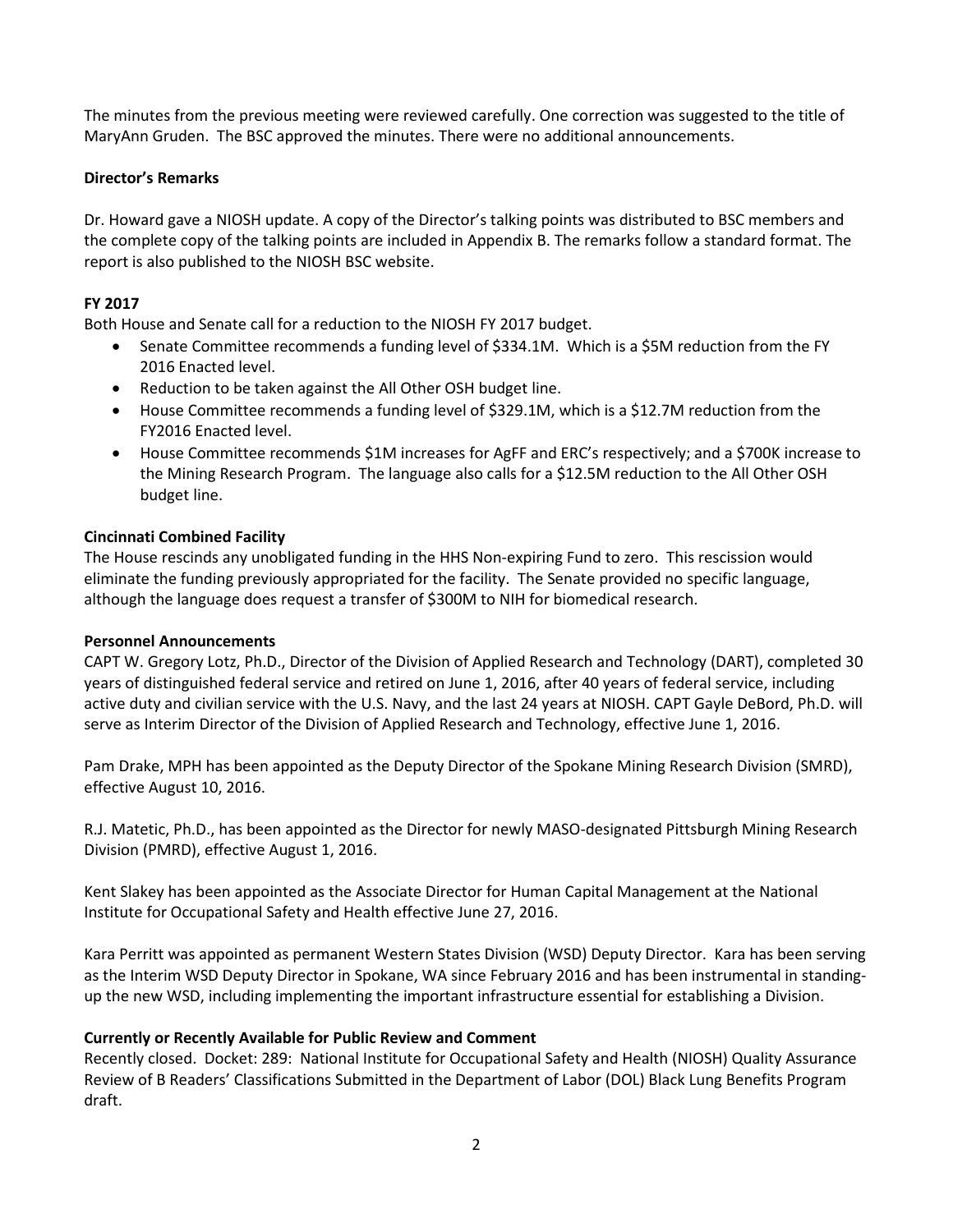The minutes from the previous meeting were reviewed carefully. One correction was suggested to the title of MaryAnn Gruden. The BSC approved the minutes. There were no additional announcements.

**Director's Remarks**

Dr. Howard gave a NIOSH update. A copy of the Director's talking points was distributed to BSC members and the complete copy of the talking points are included in Appendix B. The remarks follow a standard format. The report is also published to the NIOSH BSC website.

**FY 2017**

Both House and Senate call for a reduction to the NIOSH FY 2017 budget.

- Senate Committee recommends a funding level of $334.1M. Which is a $5M reduction from the FY 2016 Enacted level.
- Reduction to be taken against the All Other OSH budget line.
- House Committee recommends a funding level of $329.1M, which is a $12.7M reduction from the FY2016 Enacted level.
- House Committee recommends $1M increases for AgFF and ERC's respectively; and a $700K increase to the Mining Research Program. The language also calls for a $12.5M reduction to the All Other OSH budget line.

**Cincinnati Combined Facility**

The House rescinds any unobligated funding in the HHS Non-expiring Fund to zero. This rescission would eliminate the funding previously appropriated for the facility. The Senate provided no specific language, although the language does request a transfer of $300M to NIH for biomedical research.

**Personnel Announcements**

CAPT W. Gregory Lotz, Ph.D., Director of the Division of Applied Research and Technology (DART), completed 30 years of distinguished federal service and retired on June 1, 2016, after 40 years of federal service, including active duty and civilian service with the U.S. Navy, and the last 24 years at NIOSH. CAPT Gayle DeBord, Ph.D. will serve as Interim Director of the Division of Applied Research and Technology, effective June 1, 2016.

Pam Drake, MPH has been appointed as the Deputy Director of the Spokane Mining Research Division (SMRD), effective August 10, 2016.

R.J. Matetic, Ph.D., has been appointed as the Director for newly MASO-designated Pittsburgh Mining Research Division (PMRD), effective August 1, 2016.

Kent Slakey has been appointed as the Associate Director for Human Capital Management at the National Institute for Occupational Safety and Health effective June 27, 2016.

Kara Perritt was appointed as permanent Western States Division (WSD) Deputy Director. Kara has been serving as the Interim WSD Deputy Director in Spokane, WA since February 2016 and has been instrumental in standing-up the new WSD, including implementing the important infrastructure essential for establishing a Division.

**Currently or Recently Available for Public Review and Comment**

Recently closed. Docket: 289: National Institute for Occupational Safety and Health (NIOSH) Quality Assurance Review of B Readers' Classifications Submitted in the Department of Labor (DOL) Black Lung Benefits Program draft.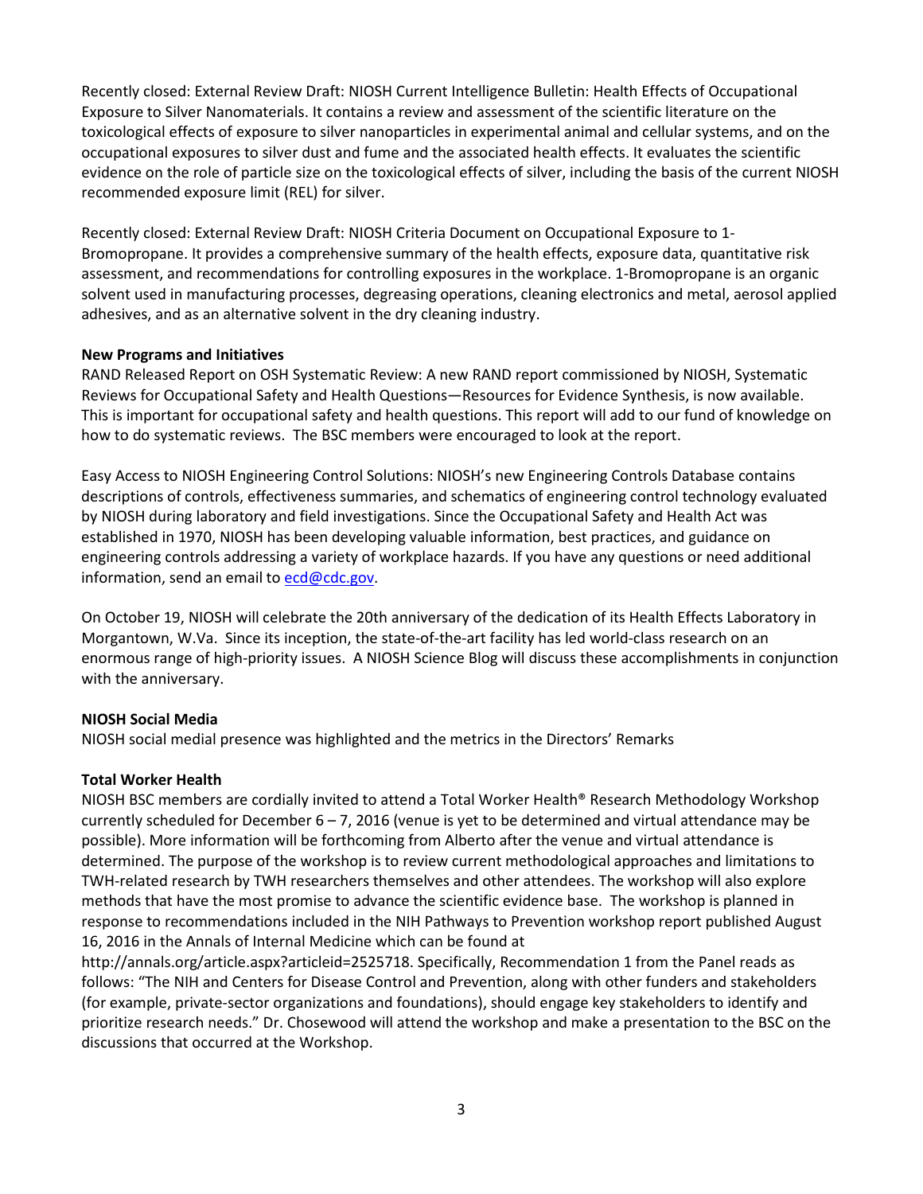Recently closed: External Review Draft: NIOSH Current Intelligence Bulletin: Health Effects of Occupational Exposure to Silver Nanomaterials. It contains a review and assessment of the scientific literature on the toxicological effects of exposure to silver nanoparticles in experimental animal and cellular systems, and on the occupational exposures to silver dust and fume and the associated health effects. It evaluates the scientific evidence on the role of particle size on the toxicological effects of silver, including the basis of the current NIOSH recommended exposure limit (REL) for silver.

Recently closed: External Review Draft: NIOSH Criteria Document on Occupational Exposure to 1-Bromopropane. It provides a comprehensive summary of the health effects, exposure data, quantitative risk assessment, and recommendations for controlling exposures in the workplace. 1-Bromopropane is an organic solvent used in manufacturing processes, degreasing operations, cleaning electronics and metal, aerosol applied adhesives, and as an alternative solvent in the dry cleaning industry.

**New Programs and Initiatives**

RAND Released Report on OSH Systematic Review: A new RAND report commissioned by NIOSH, Systematic Reviews for Occupational Safety and Health Questions—Resources for Evidence Synthesis, is now available. This is important for occupational safety and health questions. This report will add to our fund of knowledge on how to do systematic reviews. The BSC members were encouraged to look at the report.

Easy Access to NIOSH Engineering Control Solutions: NIOSH's new Engineering Controls Database contains descriptions of controls, effectiveness summaries, and schematics of engineering control technology evaluated by NIOSH during laboratory and field investigations. Since the Occupational Safety and Health Act was established in 1970, NIOSH has been developing valuable information, best practices, and guidance on engineering controls addressing a variety of workplace hazards. If you have any questions or need additional information, send an email to ecd@cdc.gov.

On October 19, NIOSH will celebrate the 20th anniversary of the dedication of its Health Effects Laboratory in Morgantown, W.Va. Since its inception, the state-of-the-art facility has led world-class research on an enormous range of high-priority issues. A NIOSH Science Blog will discuss these accomplishments in conjunction with the anniversary.

**NIOSH Social Media**

NIOSH social medial presence was highlighted and the metrics in the Directors' Remarks

**Total Worker Health**

NIOSH BSC members are cordially invited to attend a Total Worker Health® Research Methodology Workshop currently scheduled for December 6 – 7, 2016 (venue is yet to be determined and virtual attendance may be possible). More information will be forthcoming from Alberto after the venue and virtual attendance is determined. The purpose of the workshop is to review current methodological approaches and limitations to TWH-related research by TWH researchers themselves and other attendees. The workshop will also explore methods that have the most promise to advance the scientific evidence base. The workshop is planned in response to recommendations included in the NIH Pathways to Prevention workshop report published August 16, 2016 in the Annals of Internal Medicine which can be found at http://annals.org/article.aspx?articleid=2525718. Specifically, Recommendation 1 from the Panel reads as follows: "The NIH and Centers for Disease Control and Prevention, along with other funders and stakeholders (for example, private-sector organizations and foundations), should engage key stakeholders to identify and prioritize research needs." Dr. Chosewood will attend the workshop and make a presentation to the BSC on the discussions that occurred at the Workshop.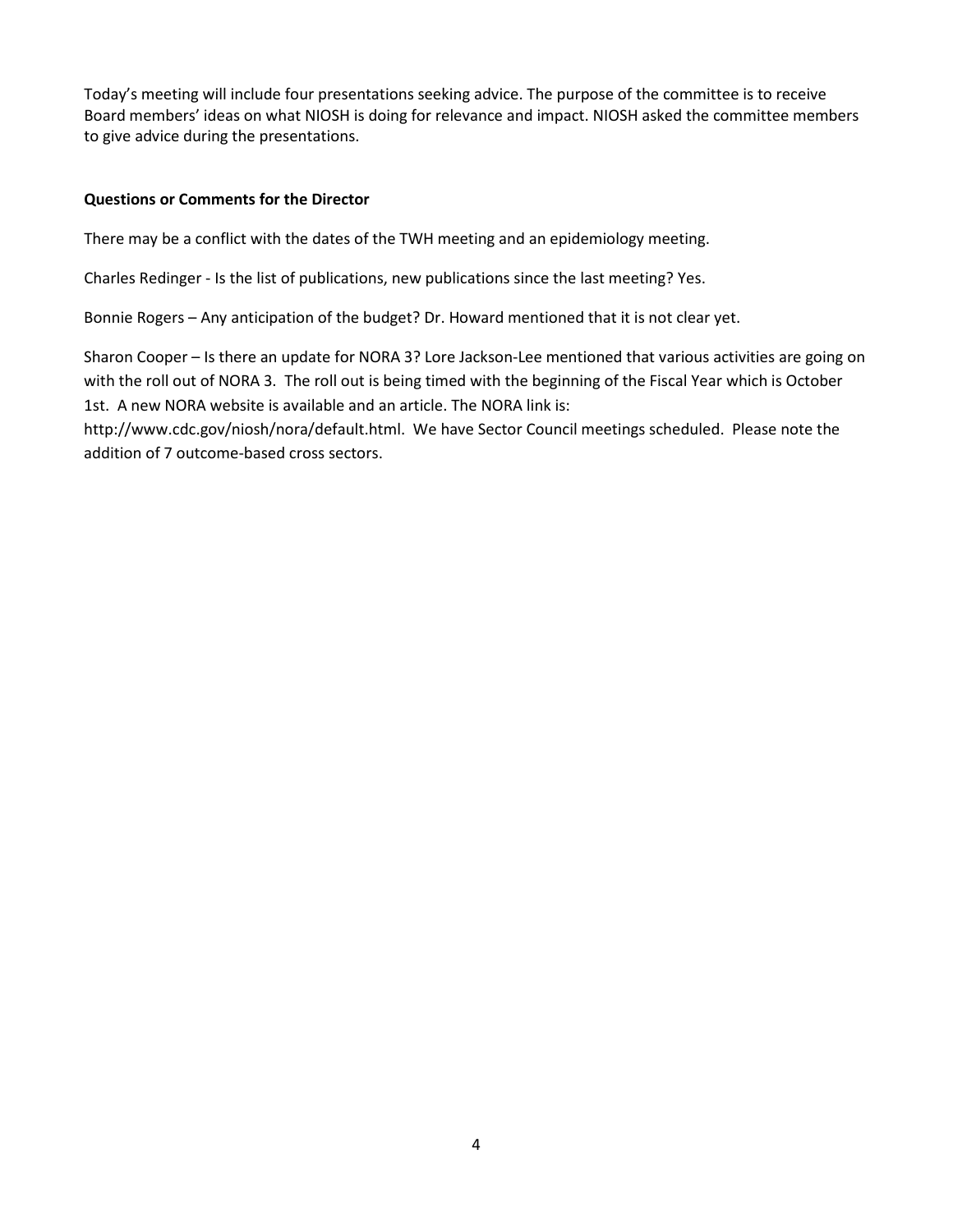Today's meeting will include four presentations seeking advice. The purpose of the committee is to receive Board members' ideas on what NIOSH is doing for relevance and impact. NIOSH asked the committee members to give advice during the presentations.

**Questions or Comments for the Director**

There may be a conflict with the dates of the TWH meeting and an epidemiology meeting.

Charles Redinger - Is the list of publications, new publications since the last meeting? Yes.

Bonnie Rogers – Any anticipation of the budget? Dr. Howard mentioned that it is not clear yet.

Sharon Cooper – Is there an update for NORA 3? Lore Jackson-Lee mentioned that various activities are going on with the roll out of NORA 3. The roll out is being timed with the beginning of the Fiscal Year which is October 1st. A new NORA website is available and an article. The NORA link is: http://www.cdc.gov/niosh/nora/default.html. We have Sector Council meetings scheduled. Please note the addition of 7 outcome-based cross sectors.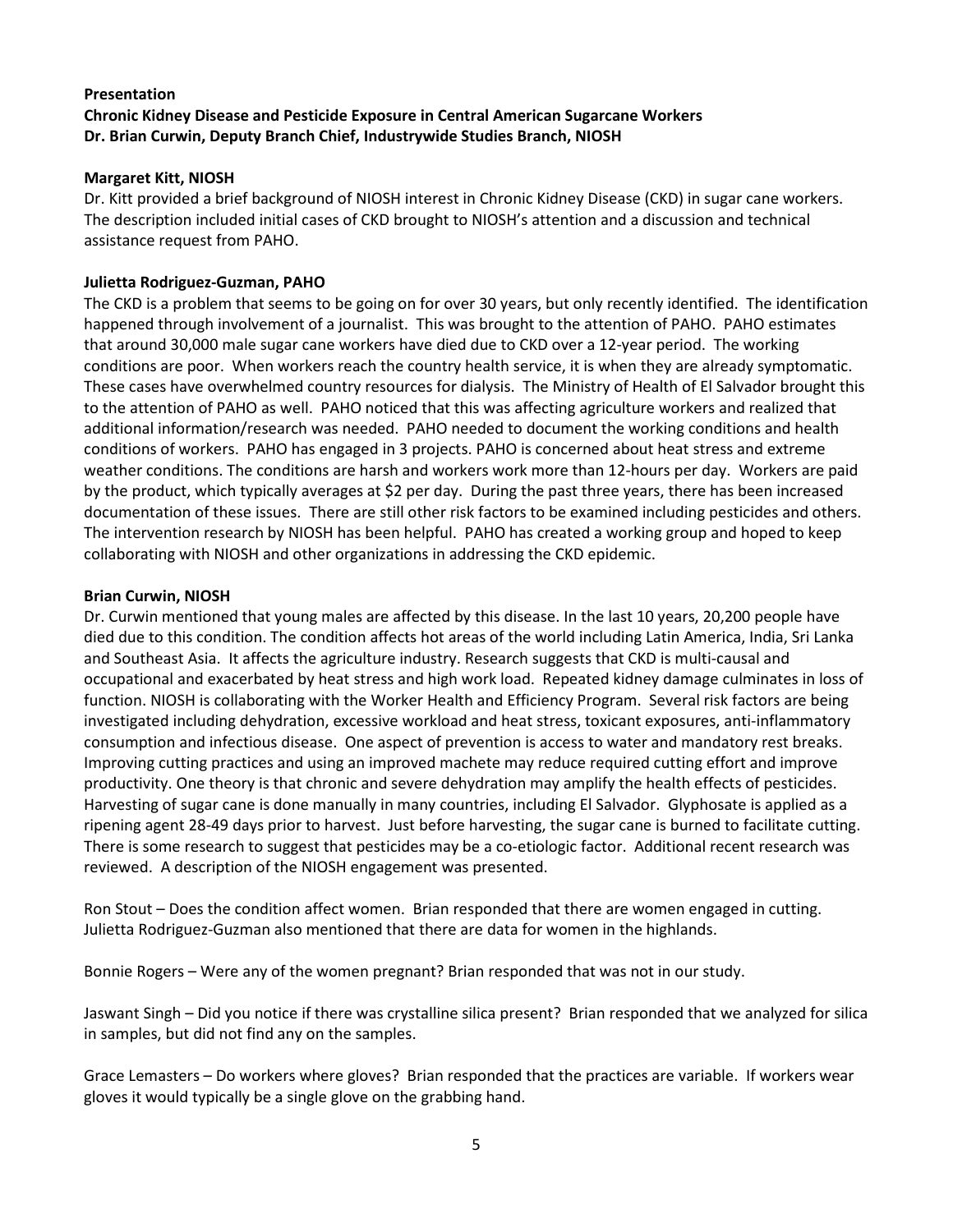**Presentation**
**Chronic Kidney Disease and Pesticide Exposure in Central American Sugarcane Workers**
**Dr. Brian Curwin, Deputy Branch Chief, Industrywide Studies Branch, NIOSH**

**Margaret Kitt, NIOSH**
Dr. Kitt provided a brief background of NIOSH interest in Chronic Kidney Disease (CKD) in sugar cane workers. The description included initial cases of CKD brought to NIOSH's attention and a discussion and technical assistance request from PAHO.

**Julietta Rodriguez-Guzman, PAHO**
The CKD is a problem that seems to be going on for over 30 years, but only recently identified. The identification happened through involvement of a journalist. This was brought to the attention of PAHO. PAHO estimates that around 30,000 male sugar cane workers have died due to CKD over a 12-year period. The working conditions are poor. When workers reach the country health service, it is when they are already symptomatic. These cases have overwhelmed country resources for dialysis. The Ministry of Health of El Salvador brought this to the attention of PAHO as well. PAHO noticed that this was affecting agriculture workers and realized that additional information/research was needed. PAHO needed to document the working conditions and health conditions of workers. PAHO has engaged in 3 projects. PAHO is concerned about heat stress and extreme weather conditions. The conditions are harsh and workers work more than 12-hours per day. Workers are paid by the product, which typically averages at $2 per day. During the past three years, there has been increased documentation of these issues. There are still other risk factors to be examined including pesticides and others. The intervention research by NIOSH has been helpful. PAHO has created a working group and hoped to keep collaborating with NIOSH and other organizations in addressing the CKD epidemic.

**Brian Curwin, NIOSH**
Dr. Curwin mentioned that young males are affected by this disease. In the last 10 years, 20,200 people have died due to this condition. The condition affects hot areas of the world including Latin America, India, Sri Lanka and Southeast Asia. It affects the agriculture industry. Research suggests that CKD is multi-causal and occupational and exacerbated by heat stress and high work load. Repeated kidney damage culminates in loss of function. NIOSH is collaborating with the Worker Health and Efficiency Program. Several risk factors are being investigated including dehydration, excessive workload and heat stress, toxicant exposures, anti-inflammatory consumption and infectious disease. One aspect of prevention is access to water and mandatory rest breaks. Improving cutting practices and using an improved machete may reduce required cutting effort and improve productivity. One theory is that chronic and severe dehydration may amplify the health effects of pesticides. Harvesting of sugar cane is done manually in many countries, including El Salvador. Glyphosate is applied as a ripening agent 28-49 days prior to harvest. Just before harvesting, the sugar cane is burned to facilitate cutting. There is some research to suggest that pesticides may be a co-etiologic factor. Additional recent research was reviewed. A description of the NIOSH engagement was presented.

Ron Stout – Does the condition affect women. Brian responded that there are women engaged in cutting. Julietta Rodriguez-Guzman also mentioned that there are data for women in the highlands.

Bonnie Rogers – Were any of the women pregnant? Brian responded that was not in our study.

Jaswant Singh – Did you notice if there was crystalline silica present? Brian responded that we analyzed for silica in samples, but did not find any on the samples.

Grace Lemasters – Do workers where gloves? Brian responded that the practices are variable. If workers wear gloves it would typically be a single glove on the grabbing hand.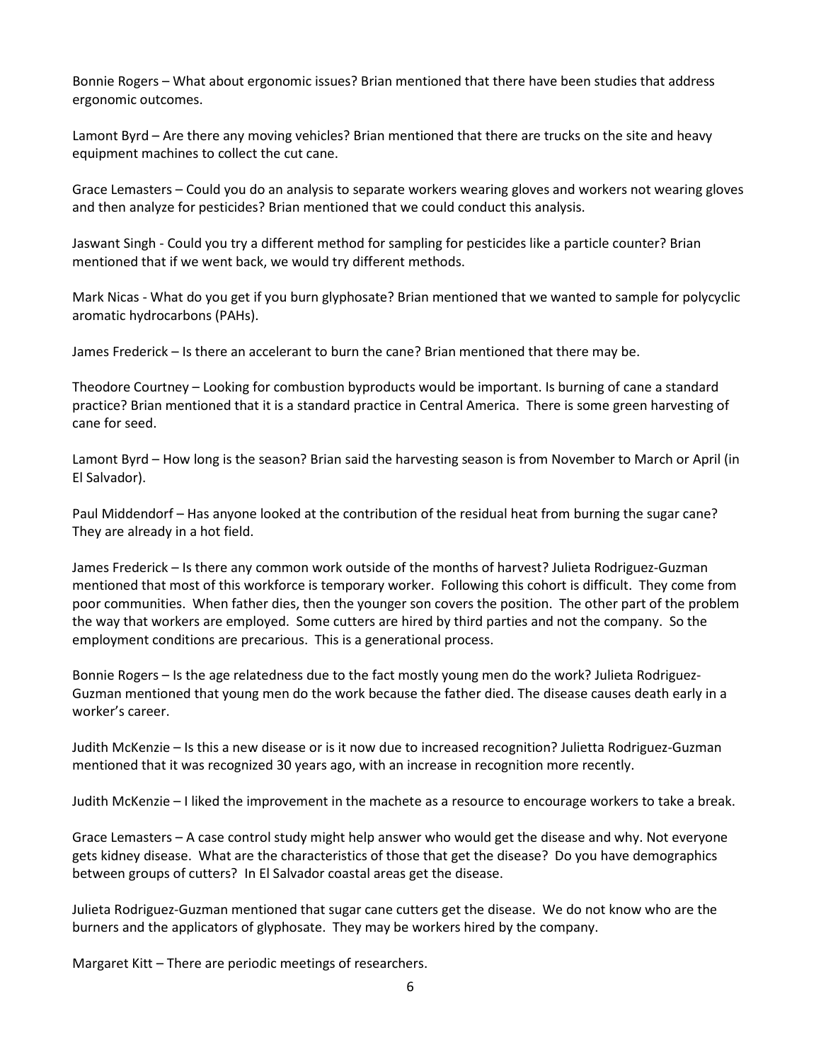Bonnie Rogers – What about ergonomic issues? Brian mentioned that there have been studies that address ergonomic outcomes.

Lamont Byrd – Are there any moving vehicles? Brian mentioned that there are trucks on the site and heavy equipment machines to collect the cut cane.

Grace Lemasters – Could you do an analysis to separate workers wearing gloves and workers not wearing gloves and then analyze for pesticides? Brian mentioned that we could conduct this analysis.

Jaswant Singh - Could you try a different method for sampling for pesticides like a particle counter? Brian mentioned that if we went back, we would try different methods.

Mark Nicas - What do you get if you burn glyphosate? Brian mentioned that we wanted to sample for polycyclic aromatic hydrocarbons (PAHs).

James Frederick – Is there an accelerant to burn the cane? Brian mentioned that there may be.

Theodore Courtney – Looking for combustion byproducts would be important. Is burning of cane a standard practice? Brian mentioned that it is a standard practice in Central America. There is some green harvesting of cane for seed.

Lamont Byrd – How long is the season? Brian said the harvesting season is from November to March or April (in El Salvador).

Paul Middendorf – Has anyone looked at the contribution of the residual heat from burning the sugar cane? They are already in a hot field.

James Frederick – Is there any common work outside of the months of harvest? Julieta Rodriguez-Guzman mentioned that most of this workforce is temporary worker. Following this cohort is difficult. They come from poor communities. When father dies, then the younger son covers the position. The other part of the problem the way that workers are employed. Some cutters are hired by third parties and not the company. So the employment conditions are precarious. This is a generational process.

Bonnie Rogers – Is the age relatedness due to the fact mostly young men do the work? Julieta Rodriguez-Guzman mentioned that young men do the work because the father died. The disease causes death early in a worker's career.

Judith McKenzie – Is this a new disease or is it now due to increased recognition? Julietta Rodriguez-Guzman mentioned that it was recognized 30 years ago, with an increase in recognition more recently.

Judith McKenzie – I liked the improvement in the machete as a resource to encourage workers to take a break.

Grace Lemasters – A case control study might help answer who would get the disease and why. Not everyone gets kidney disease. What are the characteristics of those that get the disease? Do you have demographics between groups of cutters? In El Salvador coastal areas get the disease.

Julieta Rodriguez-Guzman mentioned that sugar cane cutters get the disease. We do not know who are the burners and the applicators of glyphosate. They may be workers hired by the company.

Margaret Kitt – There are periodic meetings of researchers.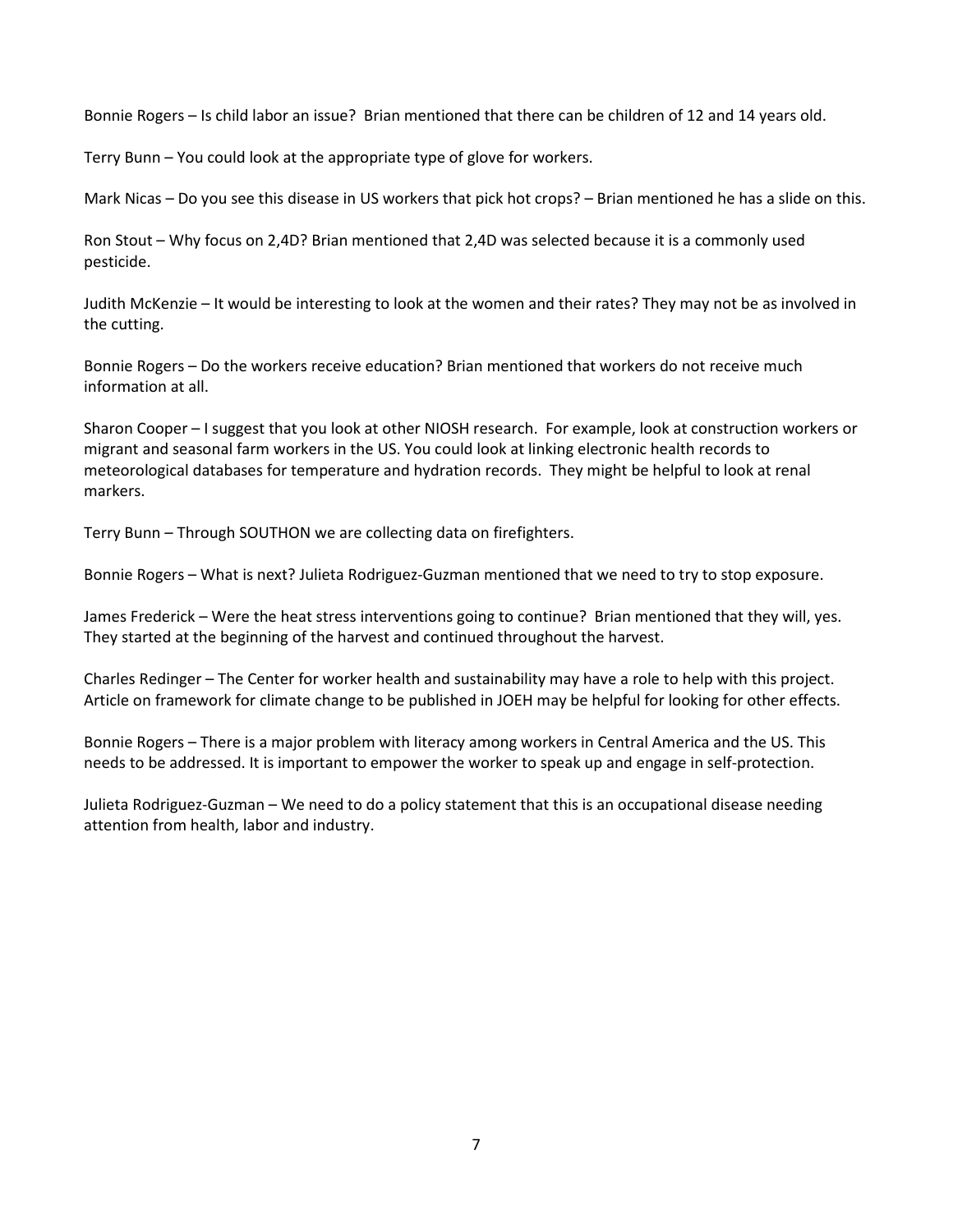Bonnie Rogers – Is child labor an issue? Brian mentioned that there can be children of 12 and 14 years old.

Terry Bunn – You could look at the appropriate type of glove for workers.

Mark Nicas – Do you see this disease in US workers that pick hot crops? – Brian mentioned he has a slide on this.

Ron Stout – Why focus on 2,4D? Brian mentioned that 2,4D was selected because it is a commonly used pesticide.

Judith McKenzie – It would be interesting to look at the women and their rates? They may not be as involved in the cutting.

Bonnie Rogers – Do the workers receive education? Brian mentioned that workers do not receive much information at all.

Sharon Cooper – I suggest that you look at other NIOSH research. For example, look at construction workers or migrant and seasonal farm workers in the US. You could look at linking electronic health records to meteorological databases for temperature and hydration records. They might be helpful to look at renal markers.

Terry Bunn – Through SOUTHON we are collecting data on firefighters.

Bonnie Rogers – What is next? Julieta Rodriguez-Guzman mentioned that we need to try to stop exposure.

James Frederick – Were the heat stress interventions going to continue? Brian mentioned that they will, yes. They started at the beginning of the harvest and continued throughout the harvest.

Charles Redinger – The Center for worker health and sustainability may have a role to help with this project. Article on framework for climate change to be published in JOEH may be helpful for looking for other effects.

Bonnie Rogers – There is a major problem with literacy among workers in Central America and the US. This needs to be addressed. It is important to empower the worker to speak up and engage in self-protection.

Julieta Rodriguez-Guzman – We need to do a policy statement that this is an occupational disease needing attention from health, labor and industry.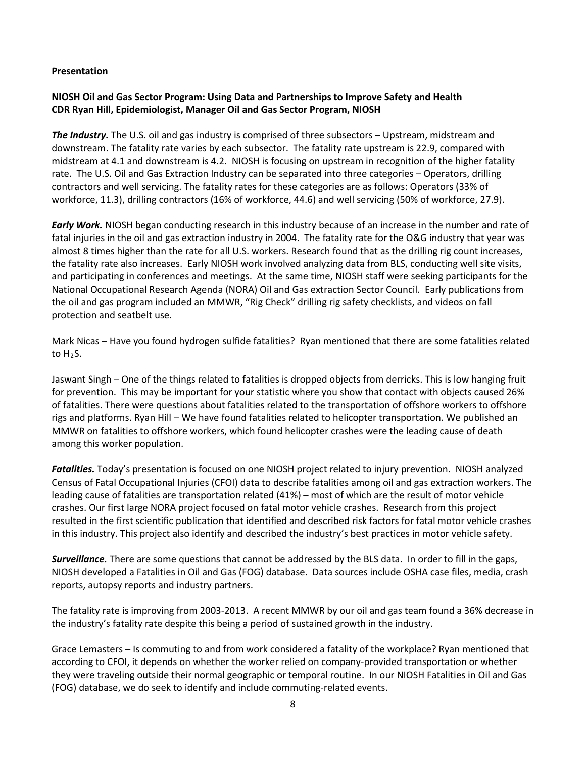**Presentation**

**NIOSH Oil and Gas Sector Program: Using Data and Partnerships to Improve Safety and Health**
**CDR Ryan Hill, Epidemiologist, Manager Oil and Gas Sector Program, NIOSH**

***The Industry.*** The U.S. oil and gas industry is comprised of three subsectors – Upstream, midstream and downstream. The fatality rate varies by each subsector. The fatality rate upstream is 22.9, compared with midstream at 4.1 and downstream is 4.2. NIOSH is focusing on upstream in recognition of the higher fatality rate. The U.S. Oil and Gas Extraction Industry can be separated into three categories – Operators, drilling contractors and well servicing. The fatality rates for these categories are as follows: Operators (33% of workforce, 11.3), drilling contractors (16% of workforce, 44.6) and well servicing (50% of workforce, 27.9).

***Early Work.*** NIOSH began conducting research in this industry because of an increase in the number and rate of fatal injuries in the oil and gas extraction industry in 2004. The fatality rate for the O&G industry that year was almost 8 times higher than the rate for all U.S. workers. Research found that as the drilling rig count increases, the fatality rate also increases. Early NIOSH work involved analyzing data from BLS, conducting well site visits, and participating in conferences and meetings. At the same time, NIOSH staff were seeking participants for the National Occupational Research Agenda (NORA) Oil and Gas extraction Sector Council. Early publications from the oil and gas program included an MMWR, "Rig Check" drilling rig safety checklists, and videos on fall protection and seatbelt use.

Mark Nicas – Have you found hydrogen sulfide fatalities? Ryan mentioned that there are some fatalities related to $H_2S$.

Jaswant Singh – One of the things related to fatalities is dropped objects from derricks. This is low hanging fruit for prevention. This may be important for your statistic where you show that contact with objects caused 26% of fatalities. There were questions about fatalities related to the transportation of offshore workers to offshore rigs and platforms. Ryan Hill – We have found fatalities related to helicopter transportation. We published an MMWR on fatalities to offshore workers, which found helicopter crashes were the leading cause of death among this worker population.

***Fatalities.*** Today's presentation is focused on one NIOSH project related to injury prevention. NIOSH analyzed Census of Fatal Occupational Injuries (CFOI) data to describe fatalities among oil and gas extraction workers. The leading cause of fatalities are transportation related (41%) – most of which are the result of motor vehicle crashes. Our first large NORA project focused on fatal motor vehicle crashes. Research from this project resulted in the first scientific publication that identified and described risk factors for fatal motor vehicle crashes in this industry. This project also identify and described the industry's best practices in motor vehicle safety.

***Surveillance.*** There are some questions that cannot be addressed by the BLS data. In order to fill in the gaps, NIOSH developed a Fatalities in Oil and Gas (FOG) database. Data sources include OSHA case files, media, crash reports, autopsy reports and industry partners.

The fatality rate is improving from 2003-2013. A recent MMWR by our oil and gas team found a 36% decrease in the industry's fatality rate despite this being a period of sustained growth in the industry.

Grace Lemasters – Is commuting to and from work considered a fatality of the workplace? Ryan mentioned that according to CFOI, it depends on whether the worker relied on company-provided transportation or whether they were traveling outside their normal geographic or temporal routine. In our NIOSH Fatalities in Oil and Gas (FOG) database, we do seek to identify and include commuting-related events.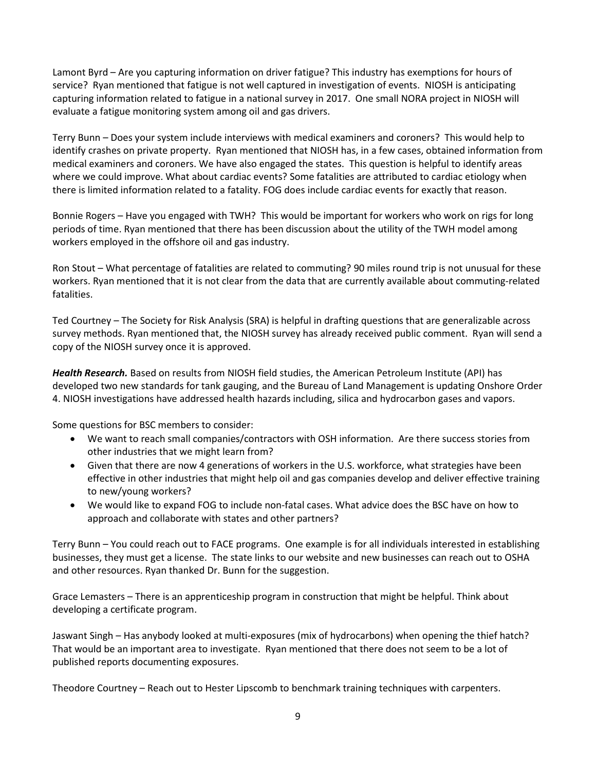Lamont Byrd – Are you capturing information on driver fatigue? This industry has exemptions for hours of service? Ryan mentioned that fatigue is not well captured in investigation of events. NIOSH is anticipating capturing information related to fatigue in a national survey in 2017. One small NORA project in NIOSH will evaluate a fatigue monitoring system among oil and gas drivers.

Terry Bunn – Does your system include interviews with medical examiners and coroners? This would help to identify crashes on private property. Ryan mentioned that NIOSH has, in a few cases, obtained information from medical examiners and coroners. We have also engaged the states. This question is helpful to identify areas where we could improve. What about cardiac events? Some fatalities are attributed to cardiac etiology when there is limited information related to a fatality. FOG does include cardiac events for exactly that reason.

Bonnie Rogers – Have you engaged with TWH? This would be important for workers who work on rigs for long periods of time. Ryan mentioned that there has been discussion about the utility of the TWH model among workers employed in the offshore oil and gas industry.

Ron Stout – What percentage of fatalities are related to commuting? 90 miles round trip is not unusual for these workers. Ryan mentioned that it is not clear from the data that are currently available about commuting-related fatalities.

Ted Courtney – The Society for Risk Analysis (SRA) is helpful in drafting questions that are generalizable across survey methods. Ryan mentioned that, the NIOSH survey has already received public comment. Ryan will send a copy of the NIOSH survey once it is approved.

***Health Research.*** Based on results from NIOSH field studies, the American Petroleum Institute (API) has developed two new standards for tank gauging, and the Bureau of Land Management is updating Onshore Order 4. NIOSH investigations have addressed health hazards including, silica and hydrocarbon gases and vapors.

Some questions for BSC members to consider:

- We want to reach small companies/contractors with OSH information. Are there success stories from other industries that we might learn from?
- Given that there are now 4 generations of workers in the U.S. workforce, what strategies have been effective in other industries that might help oil and gas companies develop and deliver effective training to new/young workers?
- We would like to expand FOG to include non-fatal cases. What advice does the BSC have on how to approach and collaborate with states and other partners?

Terry Bunn – You could reach out to FACE programs. One example is for all individuals interested in establishing businesses, they must get a license. The state links to our website and new businesses can reach out to OSHA and other resources. Ryan thanked Dr. Bunn for the suggestion.

Grace Lemasters – There is an apprenticeship program in construction that might be helpful. Think about developing a certificate program.

Jaswant Singh – Has anybody looked at multi-exposures (mix of hydrocarbons) when opening the thief hatch? That would be an important area to investigate. Ryan mentioned that there does not seem to be a lot of published reports documenting exposures.

Theodore Courtney – Reach out to Hester Lipscomb to benchmark training techniques with carpenters.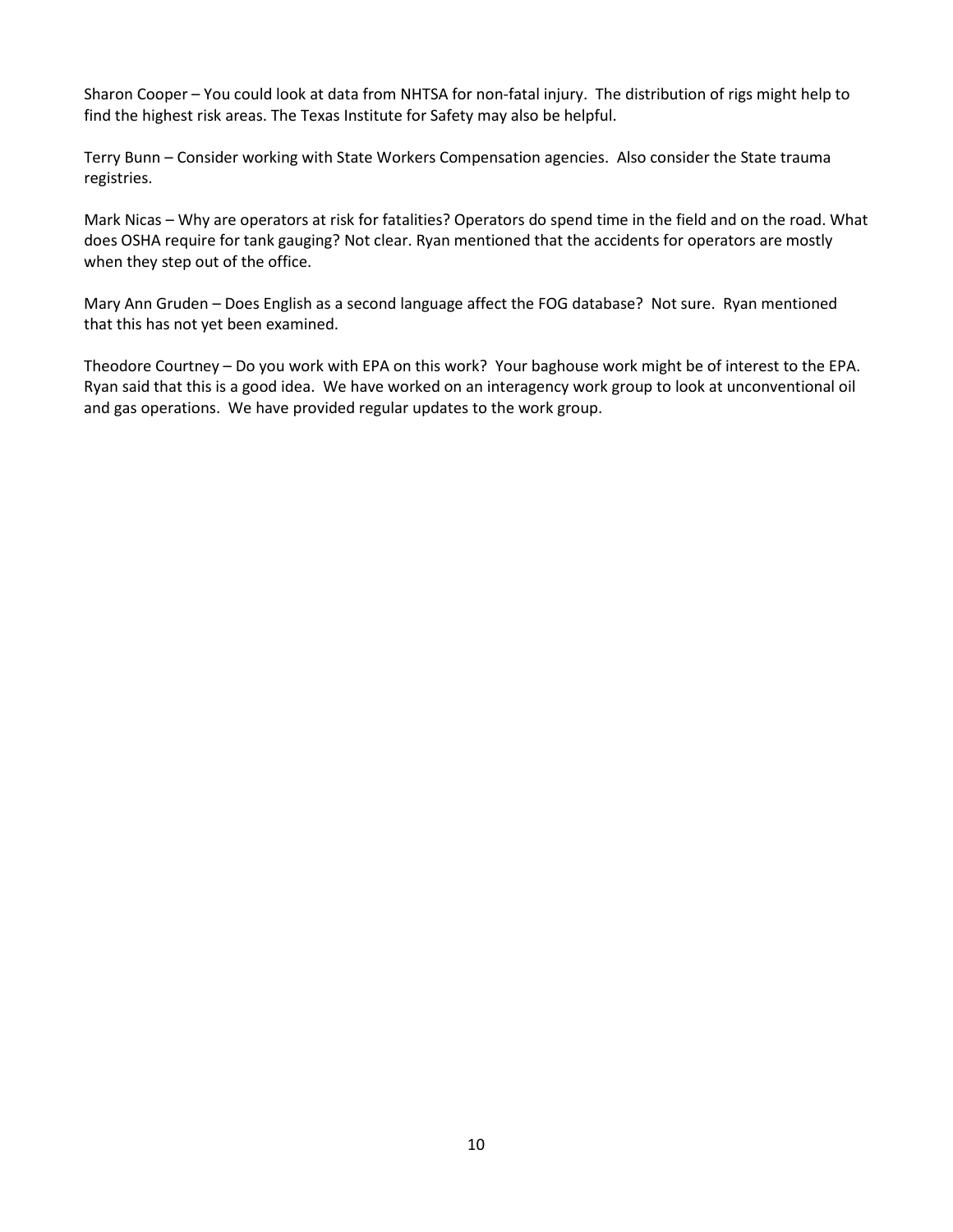Sharon Cooper – You could look at data from NHTSA for non-fatal injury. The distribution of rigs might help to find the highest risk areas. The Texas Institute for Safety may also be helpful.

Terry Bunn – Consider working with State Workers Compensation agencies. Also consider the State trauma registries.

Mark Nicas – Why are operators at risk for fatalities? Operators do spend time in the field and on the road. What does OSHA require for tank gauging? Not clear. Ryan mentioned that the accidents for operators are mostly when they step out of the office.

Mary Ann Gruden – Does English as a second language affect the FOG database? Not sure. Ryan mentioned that this has not yet been examined.

Theodore Courtney – Do you work with EPA on this work? Your baghouse work might be of interest to the EPA. Ryan said that this is a good idea. We have worked on an interagency work group to look at unconventional oil and gas operations. We have provided regular updates to the work group.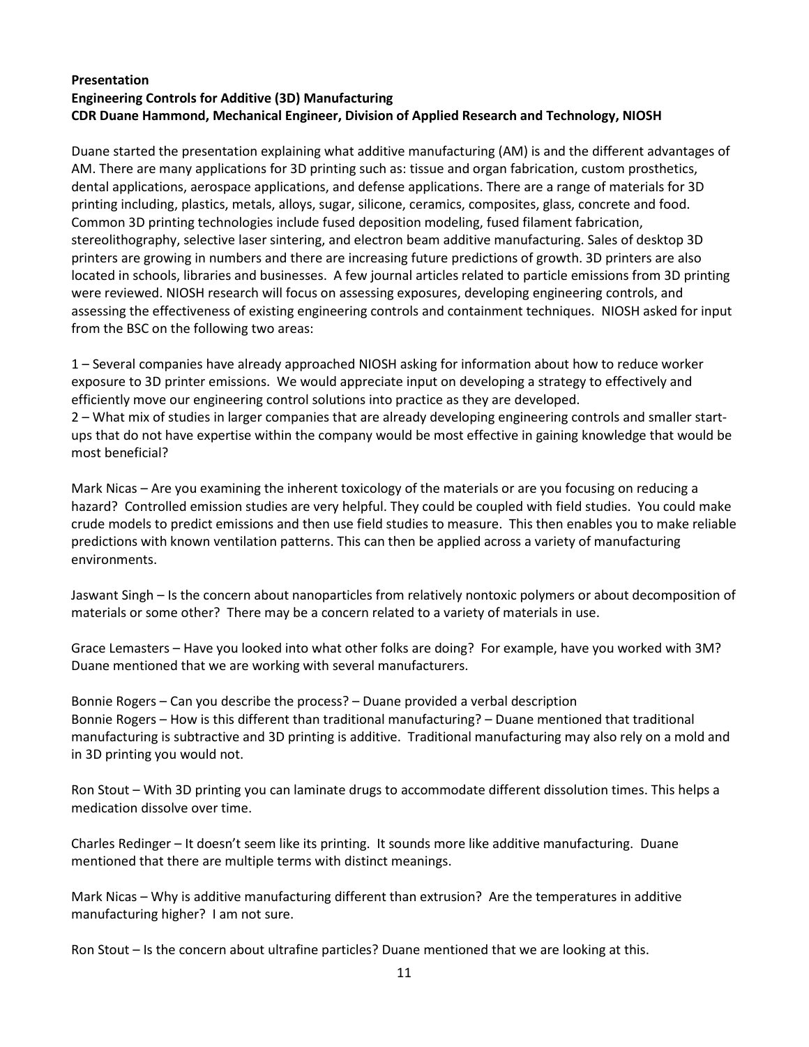**Presentation**
**Engineering Controls for Additive (3D) Manufacturing**
**CDR Duane Hammond, Mechanical Engineer, Division of Applied Research and Technology, NIOSH**

Duane started the presentation explaining what additive manufacturing (AM) is and the different advantages of AM. There are many applications for 3D printing such as: tissue and organ fabrication, custom prosthetics, dental applications, aerospace applications, and defense applications. There are a range of materials for 3D printing including, plastics, metals, alloys, sugar, silicone, ceramics, composites, glass, concrete and food. Common 3D printing technologies include fused deposition modeling, fused filament fabrication, stereolithography, selective laser sintering, and electron beam additive manufacturing. Sales of desktop 3D printers are growing in numbers and there are increasing future predictions of growth. 3D printers are also located in schools, libraries and businesses. A few journal articles related to particle emissions from 3D printing were reviewed. NIOSH research will focus on assessing exposures, developing engineering controls, and assessing the effectiveness of existing engineering controls and containment techniques. NIOSH asked for input from the BSC on the following two areas:

1 – Several companies have already approached NIOSH asking for information about how to reduce worker exposure to 3D printer emissions. We would appreciate input on developing a strategy to effectively and efficiently move our engineering control solutions into practice as they are developed.
2 – What mix of studies in larger companies that are already developing engineering controls and smaller start-ups that do not have expertise within the company would be most effective in gaining knowledge that would be most beneficial?

Mark Nicas – Are you examining the inherent toxicology of the materials or are you focusing on reducing a hazard? Controlled emission studies are very helpful. They could be coupled with field studies. You could make crude models to predict emissions and then use field studies to measure. This then enables you to make reliable predictions with known ventilation patterns. This can then be applied across a variety of manufacturing environments.

Jaswant Singh – Is the concern about nanoparticles from relatively nontoxic polymers or about decomposition of materials or some other? There may be a concern related to a variety of materials in use.

Grace Lemasters – Have you looked into what other folks are doing? For example, have you worked with 3M? Duane mentioned that we are working with several manufacturers.

Bonnie Rogers – Can you describe the process? – Duane provided a verbal description
Bonnie Rogers – How is this different than traditional manufacturing? – Duane mentioned that traditional manufacturing is subtractive and 3D printing is additive. Traditional manufacturing may also rely on a mold and in 3D printing you would not.

Ron Stout – With 3D printing you can laminate drugs to accommodate different dissolution times. This helps a medication dissolve over time.

Charles Redinger – It doesn't seem like its printing. It sounds more like additive manufacturing. Duane mentioned that there are multiple terms with distinct meanings.

Mark Nicas – Why is additive manufacturing different than extrusion? Are the temperatures in additive manufacturing higher? I am not sure.

Ron Stout – Is the concern about ultrafine particles? Duane mentioned that we are looking at this.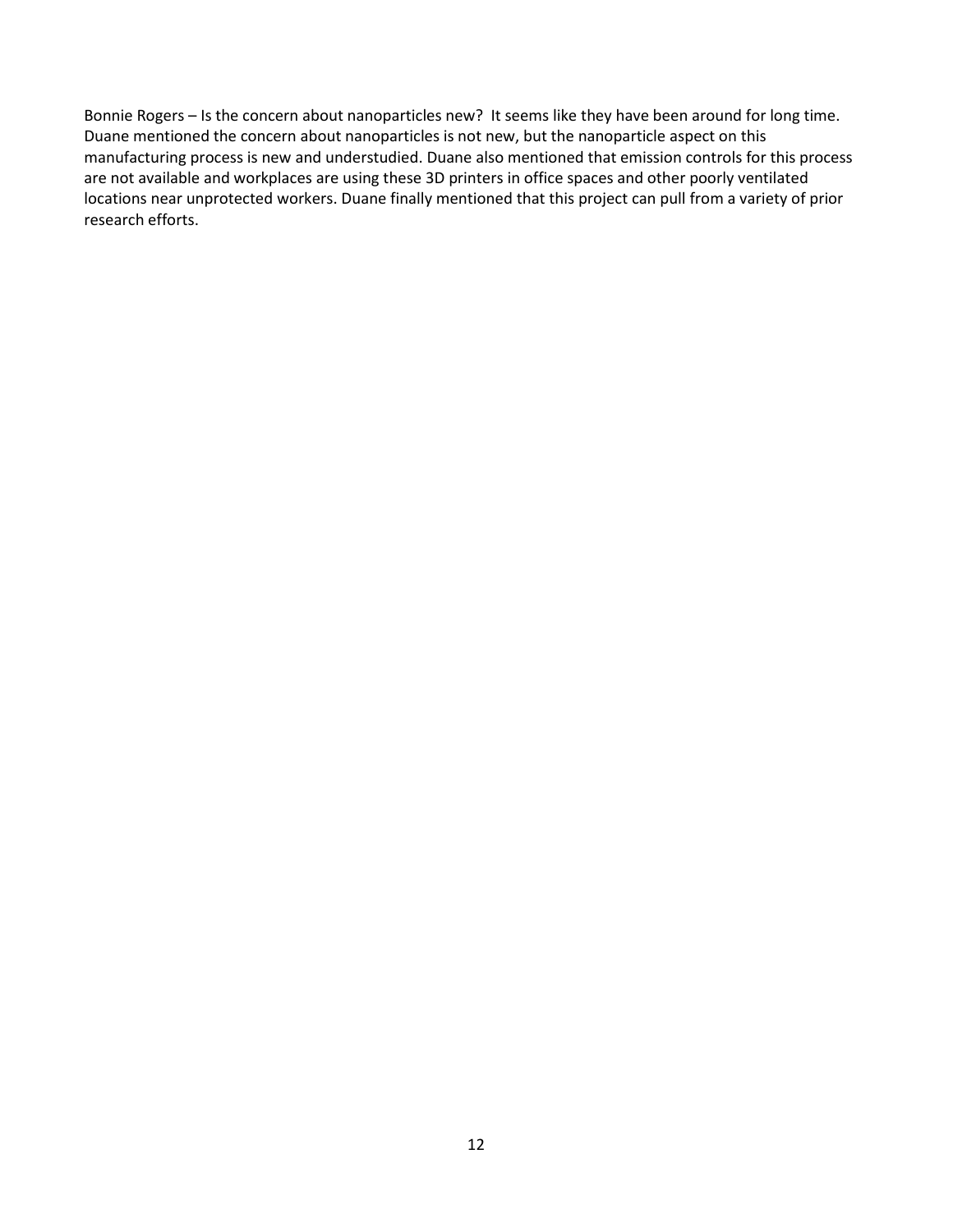Bonnie Rogers – Is the concern about nanoparticles new? It seems like they have been around for long time. Duane mentioned the concern about nanoparticles is not new, but the nanoparticle aspect on this manufacturing process is new and understudied. Duane also mentioned that emission controls for this process are not available and workplaces are using these 3D printers in office spaces and other poorly ventilated locations near unprotected workers. Duane finally mentioned that this project can pull from a variety of prior research efforts.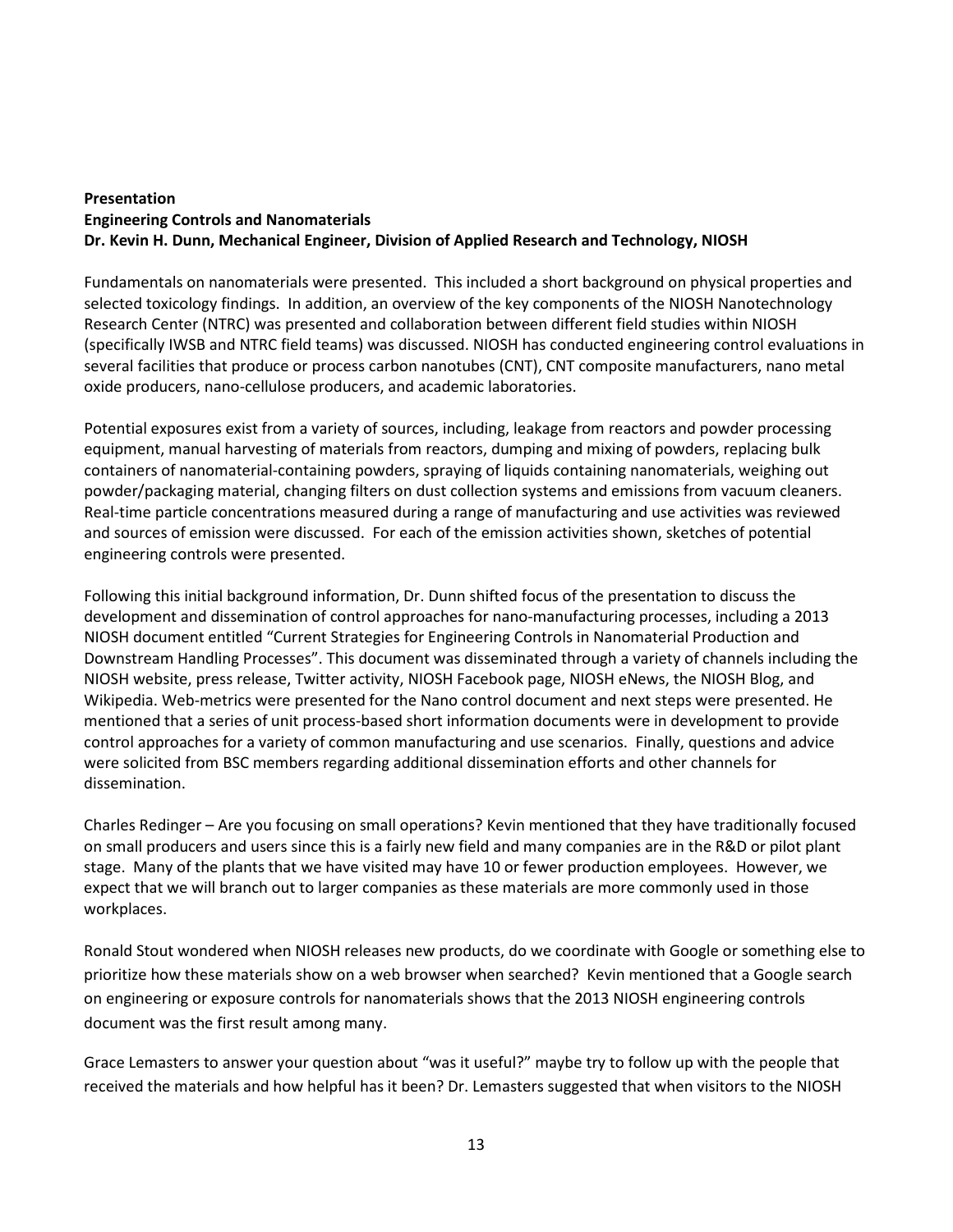**Presentation**
**Engineering Controls and Nanomaterials**
**Dr. Kevin H. Dunn, Mechanical Engineer, Division of Applied Research and Technology, NIOSH**

Fundamentals on nanomaterials were presented. This included a short background on physical properties and selected toxicology findings. In addition, an overview of the key components of the NIOSH Nanotechnology Research Center (NTRC) was presented and collaboration between different field studies within NIOSH (specifically IWSB and NTRC field teams) was discussed. NIOSH has conducted engineering control evaluations in several facilities that produce or process carbon nanotubes (CNT), CNT composite manufacturers, nano metal oxide producers, nano-cellulose producers, and academic laboratories.

Potential exposures exist from a variety of sources, including, leakage from reactors and powder processing equipment, manual harvesting of materials from reactors, dumping and mixing of powders, replacing bulk containers of nanomaterial-containing powders, spraying of liquids containing nanomaterials, weighing out powder/packaging material, changing filters on dust collection systems and emissions from vacuum cleaners. Real-time particle concentrations measured during a range of manufacturing and use activities was reviewed and sources of emission were discussed. For each of the emission activities shown, sketches of potential engineering controls were presented.

Following this initial background information, Dr. Dunn shifted focus of the presentation to discuss the development and dissemination of control approaches for nano-manufacturing processes, including a 2013 NIOSH document entitled "Current Strategies for Engineering Controls in Nanomaterial Production and Downstream Handling Processes". This document was disseminated through a variety of channels including the NIOSH website, press release, Twitter activity, NIOSH Facebook page, NIOSH eNews, the NIOSH Blog, and Wikipedia. Web-metrics were presented for the Nano control document and next steps were presented. He mentioned that a series of unit process-based short information documents were in development to provide control approaches for a variety of common manufacturing and use scenarios. Finally, questions and advice were solicited from BSC members regarding additional dissemination efforts and other channels for dissemination.

Charles Redinger – Are you focusing on small operations? Kevin mentioned that they have traditionally focused on small producers and users since this is a fairly new field and many companies are in the R&D or pilot plant stage. Many of the plants that we have visited may have 10 or fewer production employees. However, we expect that we will branch out to larger companies as these materials are more commonly used in those workplaces.

Ronald Stout wondered when NIOSH releases new products, do we coordinate with Google or something else to prioritize how these materials show on a web browser when searched? Kevin mentioned that a Google search on engineering or exposure controls for nanomaterials shows that the 2013 NIOSH engineering controls document was the first result among many.

Grace Lemasters to answer your question about "was it useful?" maybe try to follow up with the people that received the materials and how helpful has it been? Dr. Lemasters suggested that when visitors to the NIOSH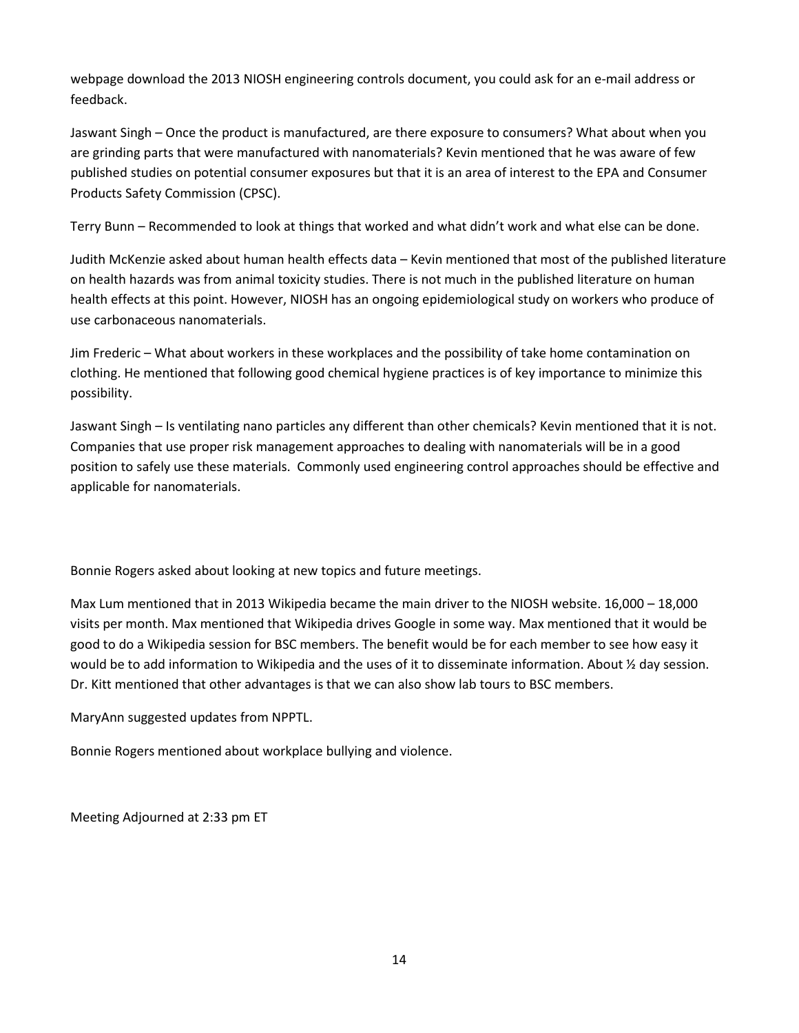webpage download the 2013 NIOSH engineering controls document, you could ask for an e-mail address or feedback.

Jaswant Singh – Once the product is manufactured, are there exposure to consumers? What about when you are grinding parts that were manufactured with nanomaterials? Kevin mentioned that he was aware of few published studies on potential consumer exposures but that it is an area of interest to the EPA and Consumer Products Safety Commission (CPSC).

Terry Bunn – Recommended to look at things that worked and what didn't work and what else can be done.

Judith McKenzie asked about human health effects data – Kevin mentioned that most of the published literature on health hazards was from animal toxicity studies. There is not much in the published literature on human health effects at this point. However, NIOSH has an ongoing epidemiological study on workers who produce of use carbonaceous nanomaterials.

Jim Frederic – What about workers in these workplaces and the possibility of take home contamination on clothing. He mentioned that following good chemical hygiene practices is of key importance to minimize this possibility.

Jaswant Singh – Is ventilating nano particles any different than other chemicals? Kevin mentioned that it is not. Companies that use proper risk management approaches to dealing with nanomaterials will be in a good position to safely use these materials. Commonly used engineering control approaches should be effective and applicable for nanomaterials.

Bonnie Rogers asked about looking at new topics and future meetings.

Max Lum mentioned that in 2013 Wikipedia became the main driver to the NIOSH website. 16,000 – 18,000 visits per month. Max mentioned that Wikipedia drives Google in some way. Max mentioned that it would be good to do a Wikipedia session for BSC members. The benefit would be for each member to see how easy it would be to add information to Wikipedia and the uses of it to disseminate information. About ½ day session. Dr. Kitt mentioned that other advantages is that we can also show lab tours to BSC members.

MaryAnn suggested updates from NPPTL.

Bonnie Rogers mentioned about workplace bullying and violence.

Meeting Adjourned at 2:33 pm ET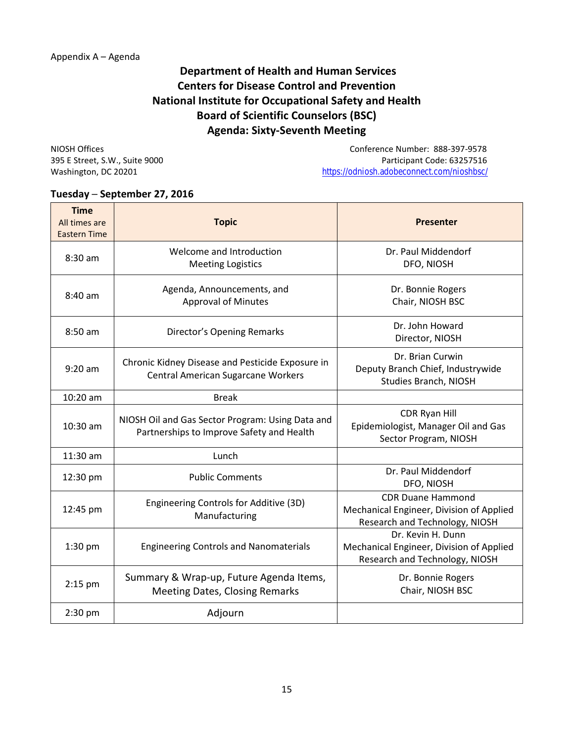Appendix A – Agenda

# Department of Health and Human Services
# Centers for Disease Control and Prevention
# National Institute for Occupational Safety and Health
# Board of Scientific Counselors (BSC)
# Agenda: Sixty-Seventh Meeting

NIOSH Offices
395 E Street, S.W., Suite 9000
Washington, DC 20201

Conference Number: 888-397-9578
Participant Code: 63257516
https://odniosh.adobeconnect.com/nioshbsc/

### Tuesday – September 27, 2016

| Time<br>All times are Eastern Time | Topic | Presenter |
|---|---|---|
| 8:30 am | Welcome and Introduction<br>Meeting Logistics | Dr. Paul Middendorf<br>DFO, NIOSH |
| 8:40 am | Agenda, Announcements, and Approval of Minutes | Dr. Bonnie Rogers<br>Chair, NIOSH BSC |
| 8:50 am | Director's Opening Remarks | Dr. John Howard<br>Director, NIOSH |
| 9:20 am | Chronic Kidney Disease and Pesticide Exposure in Central American Sugarcane Workers | Dr. Brian Curwin<br>Deputy Branch Chief, Industrywide Studies Branch, NIOSH |
| 10:20 am | Break | |
| 10:30 am | NIOSH Oil and Gas Sector Program: Using Data and Partnerships to Improve Safety and Health | CDR Ryan Hill<br>Epidemiologist, Manager Oil and Gas Sector Program, NIOSH |
| 11:30 am | Lunch | |
| 12:30 pm | Public Comments | Dr. Paul Middendorf<br>DFO, NIOSH |
| 12:45 pm | Engineering Controls for Additive (3D) Manufacturing | CDR Duane Hammond<br>Mechanical Engineer, Division of Applied Research and Technology, NIOSH |
| 1:30 pm | Engineering Controls and Nanomaterials | Dr. Kevin H. Dunn<br>Mechanical Engineer, Division of Applied Research and Technology, NIOSH |
| 2:15 pm | Summary & Wrap-up, Future Agenda Items, Meeting Dates, Closing Remarks | Dr. Bonnie Rogers<br>Chair, NIOSH BSC |
| 2:30 pm | Adjourn | |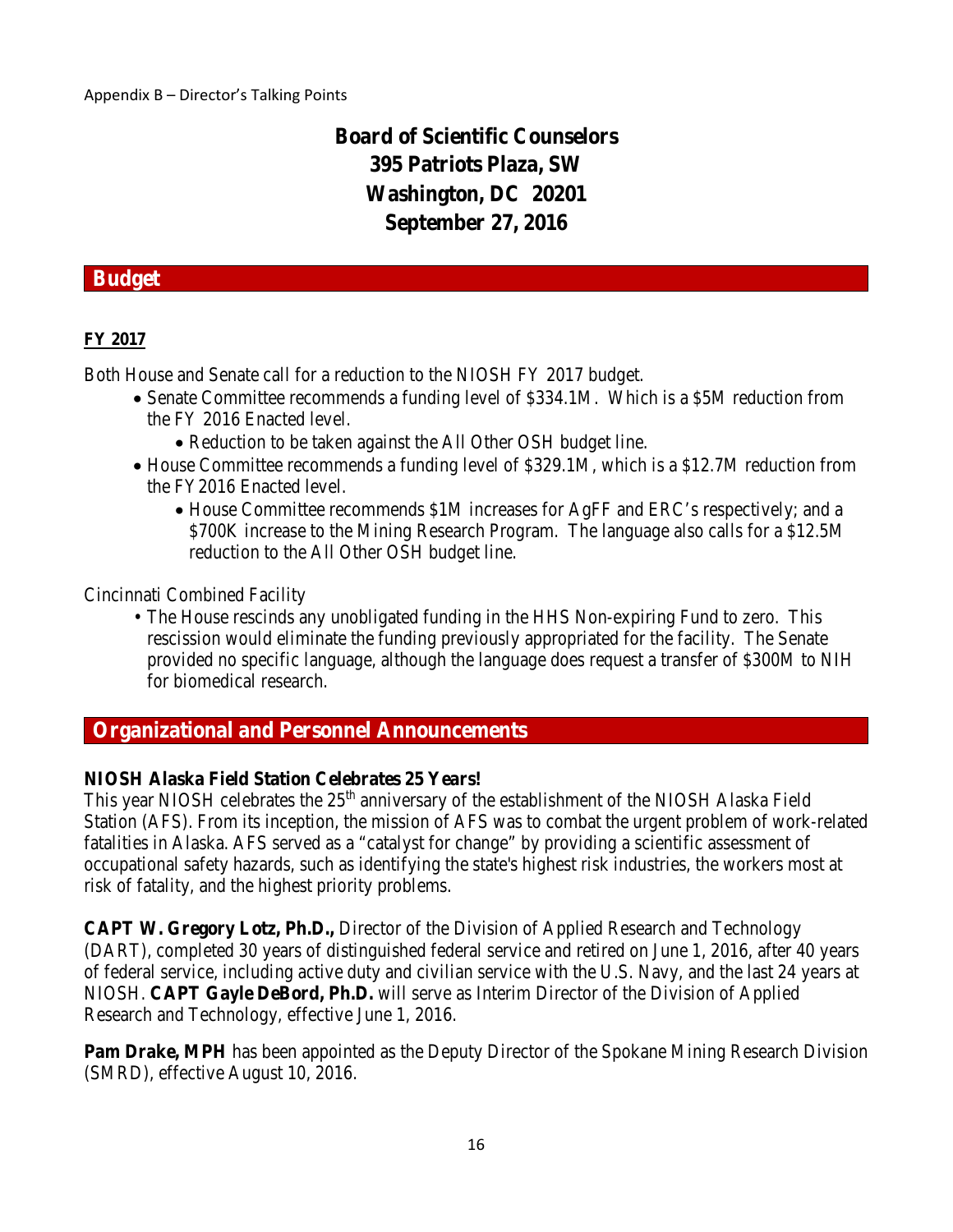Appendix B – Director's Talking Points

# Board of Scientific Counselors
# 395 Patriots Plaza, SW
# Washington, DC 20201
# September 27, 2016

## Budget

**FY 2017**

Both House and Senate call for a reduction to the NIOSH FY 2017 budget.

- Senate Committee recommends a funding level of $334.1M. Which is a $5M reduction from the FY 2016 Enacted level.
  - Reduction to be taken against the All Other OSH budget line.
- House Committee recommends a funding level of $329.1M, which is a $12.7M reduction from the FY2016 Enacted level.
  - House Committee recommends $1M increases for AgFF and ERC's respectively; and a $700K increase to the Mining Research Program. The language also calls for a $12.5M reduction to the All Other OSH budget line.

Cincinnati Combined Facility

- The House rescinds any unobligated funding in the HHS Non-expiring Fund to zero. This rescission would eliminate the funding previously appropriated for the facility. The Senate provided no specific language, although the language does request a transfer of $300M to NIH for biomedical research.

## Organizational and Personnel Announcements

**NIOSH Alaska Field Station Celebrates 25 Years!**
This year NIOSH celebrates the 25th anniversary of the establishment of the NIOSH Alaska Field Station (AFS). From its inception, the mission of AFS was to combat the urgent problem of work-related fatalities in Alaska. AFS served as a "catalyst for change" by providing a scientific assessment of occupational safety hazards, such as identifying the state's highest risk industries, the workers most at risk of fatality, and the highest priority problems.

**CAPT W. Gregory Lotz, Ph.D.,** Director of the Division of Applied Research and Technology (DART), completed 30 years of distinguished federal service and retired on June 1, 2016, after 40 years of federal service, including active duty and civilian service with the U.S. Navy, and the last 24 years at NIOSH. **CAPT Gayle DeBord, Ph.D.** will serve as Interim Director of the Division of Applied Research and Technology, effective June 1, 2016.

**Pam Drake, MPH** has been appointed as the Deputy Director of the Spokane Mining Research Division (SMRD), effective August 10, 2016.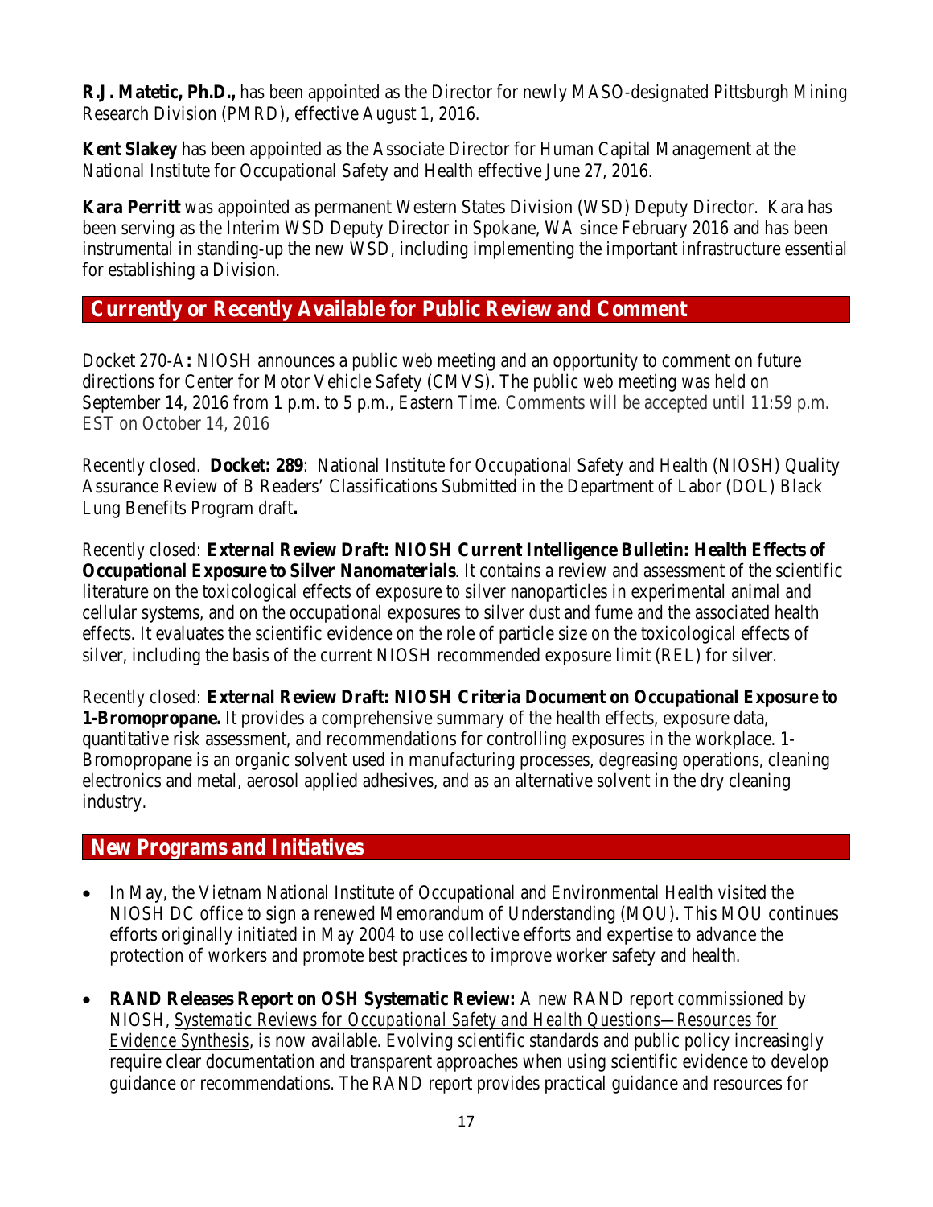**R.J. Matetic, Ph.D.,** has been appointed as the Director for newly MASO-designated Pittsburgh Mining Research Division (PMRD), effective August 1, 2016.

**Kent Slakey** has been appointed as the Associate Director for Human Capital Management at the National Institute for Occupational Safety and Health effective June 27, 2016.

**Kara Perritt** was appointed as permanent Western States Division (WSD) Deputy Director. Kara has been serving as the Interim WSD Deputy Director in Spokane, WA since February 2016 and has been instrumental in standing-up the new WSD, including implementing the important infrastructure essential for establishing a Division.

## Currently or Recently Available for Public Review and Comment

Docket 270-A**:** NIOSH announces a public web meeting and an opportunity to comment on future directions for Center for Motor Vehicle Safety (CMVS). The public web meeting was held on September 14, 2016 from 1 p.m. to 5 p.m., Eastern Time. Comments will be accepted until 11:59 p.m. EST on October 14, 2016

*Recently closed.* **Docket: 289**: National Institute for Occupational Safety and Health (NIOSH) Quality Assurance Review of B Readers' Classifications Submitted in the Department of Labor (DOL) Black Lung Benefits Program draft**.**

*Recently closed:* **External Review Draft: NIOSH Current Intelligence Bulletin: Health Effects of Occupational Exposure to Silver Nanomaterials**. It contains a review and assessment of the scientific literature on the toxicological effects of exposure to silver nanoparticles in experimental animal and cellular systems, and on the occupational exposures to silver dust and fume and the associated health effects. It evaluates the scientific evidence on the role of particle size on the toxicological effects of silver, including the basis of the current NIOSH recommended exposure limit (REL) for silver.

*Recently closed:* **External Review Draft: NIOSH Criteria Document on Occupational Exposure to 1-Bromopropane.** It provides a comprehensive summary of the health effects, exposure data, quantitative risk assessment, and recommendations for controlling exposures in the workplace. 1-Bromopropane is an organic solvent used in manufacturing processes, degreasing operations, cleaning electronics and metal, aerosol applied adhesives, and as an alternative solvent in the dry cleaning industry.

## New Programs and Initiatives

- In May, the Vietnam National Institute of Occupational and Environmental Health visited the NIOSH DC office to sign a renewed Memorandum of Understanding (MOU). This MOU continues efforts originally initiated in May 2004 to use collective efforts and expertise to advance the protection of workers and promote best practices to improve worker safety and health.
- **RAND Releases Report on OSH Systematic Review:** A new RAND report commissioned by NIOSH, *Systematic Reviews for Occupational Safety and Health Questions—Resources for Evidence Synthesis*, is now available. Evolving scientific standards and public policy increasingly require clear documentation and transparent approaches when using scientific evidence to develop guidance or recommendations. The RAND report provides practical guidance and resources for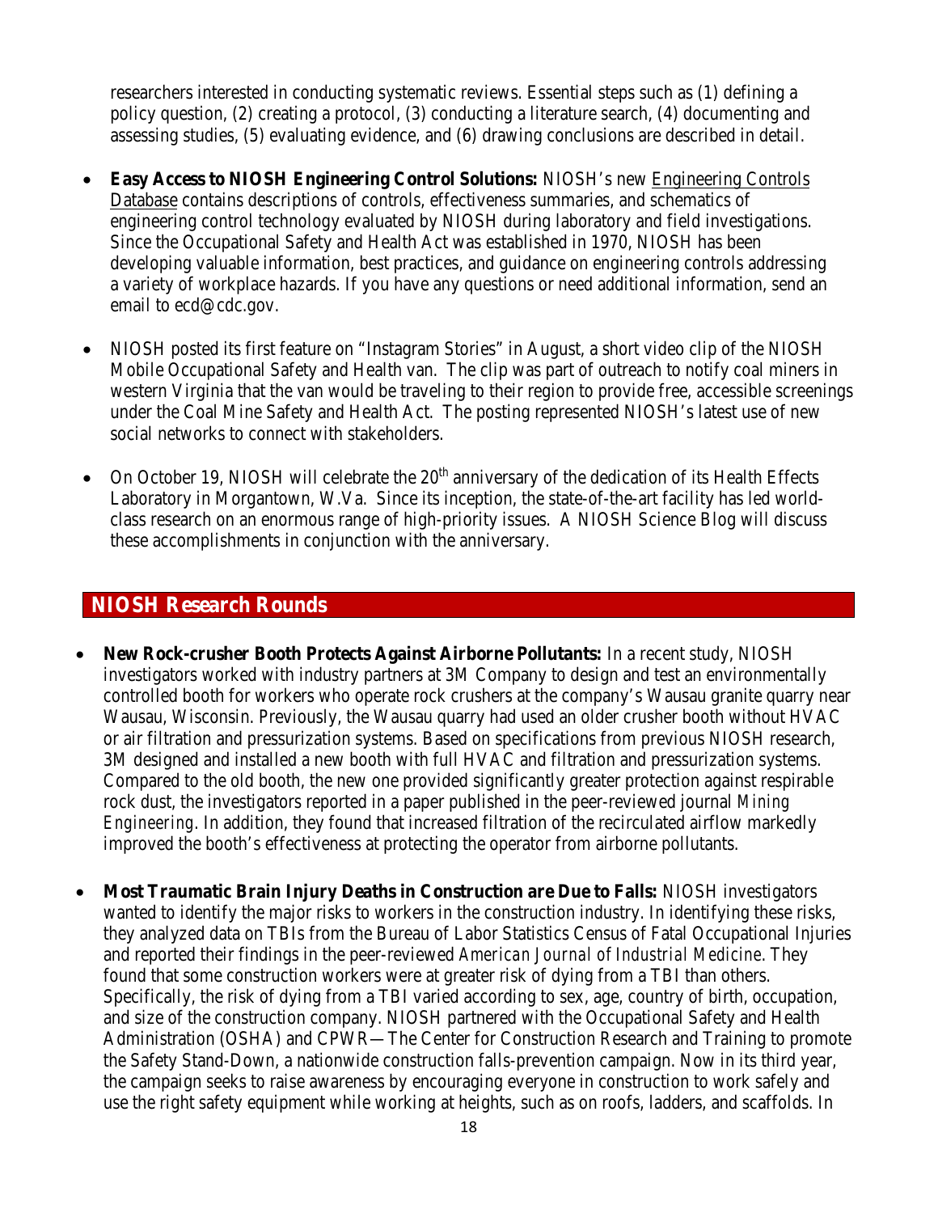researchers interested in conducting systematic reviews. Essential steps such as (1) defining a policy question, (2) creating a protocol, (3) conducting a literature search, (4) documenting and assessing studies, (5) evaluating evidence, and (6) drawing conclusions are described in detail.

- **Easy Access to NIOSH Engineering Control Solutions:** NIOSH's new Engineering Controls Database contains descriptions of controls, effectiveness summaries, and schematics of engineering control technology evaluated by NIOSH during laboratory and field investigations. Since the Occupational Safety and Health Act was established in 1970, NIOSH has been developing valuable information, best practices, and guidance on engineering controls addressing a variety of workplace hazards. If you have any questions or need additional information, send an email to ecd@cdc.gov.

- NIOSH posted its first feature on "Instagram Stories" in August, a short video clip of the NIOSH Mobile Occupational Safety and Health van. The clip was part of outreach to notify coal miners in western Virginia that the van would be traveling to their region to provide free, accessible screenings under the Coal Mine Safety and Health Act. The posting represented NIOSH's latest use of new social networks to connect with stakeholders.

- On October 19, NIOSH will celebrate the 20th anniversary of the dedication of its Health Effects Laboratory in Morgantown, W.Va. Since its inception, the state-of-the-art facility has led world-class research on an enormous range of high-priority issues. A NIOSH Science Blog will discuss these accomplishments in conjunction with the anniversary.

## NIOSH Research Rounds

- **New Rock-crusher Booth Protects Against Airborne Pollutants:** In a recent study, NIOSH investigators worked with industry partners at 3M Company to design and test an environmentally controlled booth for workers who operate rock crushers at the company's Wausau granite quarry near Wausau, Wisconsin. Previously, the Wausau quarry had used an older crusher booth without HVAC or air filtration and pressurization systems. Based on specifications from previous NIOSH research, 3M designed and installed a new booth with full HVAC and filtration and pressurization systems. Compared to the old booth, the new one provided significantly greater protection against respirable rock dust, the investigators reported in a paper published in the peer-reviewed journal *Mining Engineering*. In addition, they found that increased filtration of the recirculated airflow markedly improved the booth's effectiveness at protecting the operator from airborne pollutants.

- **Most Traumatic Brain Injury Deaths in Construction are Due to Falls:** NIOSH investigators wanted to identify the major risks to workers in the construction industry. In identifying these risks, they analyzed data on TBIs from the Bureau of Labor Statistics Census of Fatal Occupational Injuries and reported their findings in the peer-reviewed *American Journal of Industrial Medicine*. They found that some construction workers were at greater risk of dying from a TBI than others. Specifically, the risk of dying from a TBI varied according to sex, age, country of birth, occupation, and size of the construction company. NIOSH partnered with the Occupational Safety and Health Administration (OSHA) and CPWR—The Center for Construction Research and Training to promote the Safety Stand-Down, a nationwide construction falls-prevention campaign. Now in its third year, the campaign seeks to raise awareness by encouraging everyone in construction to work safely and use the right safety equipment while working at heights, such as on roofs, ladders, and scaffolds. In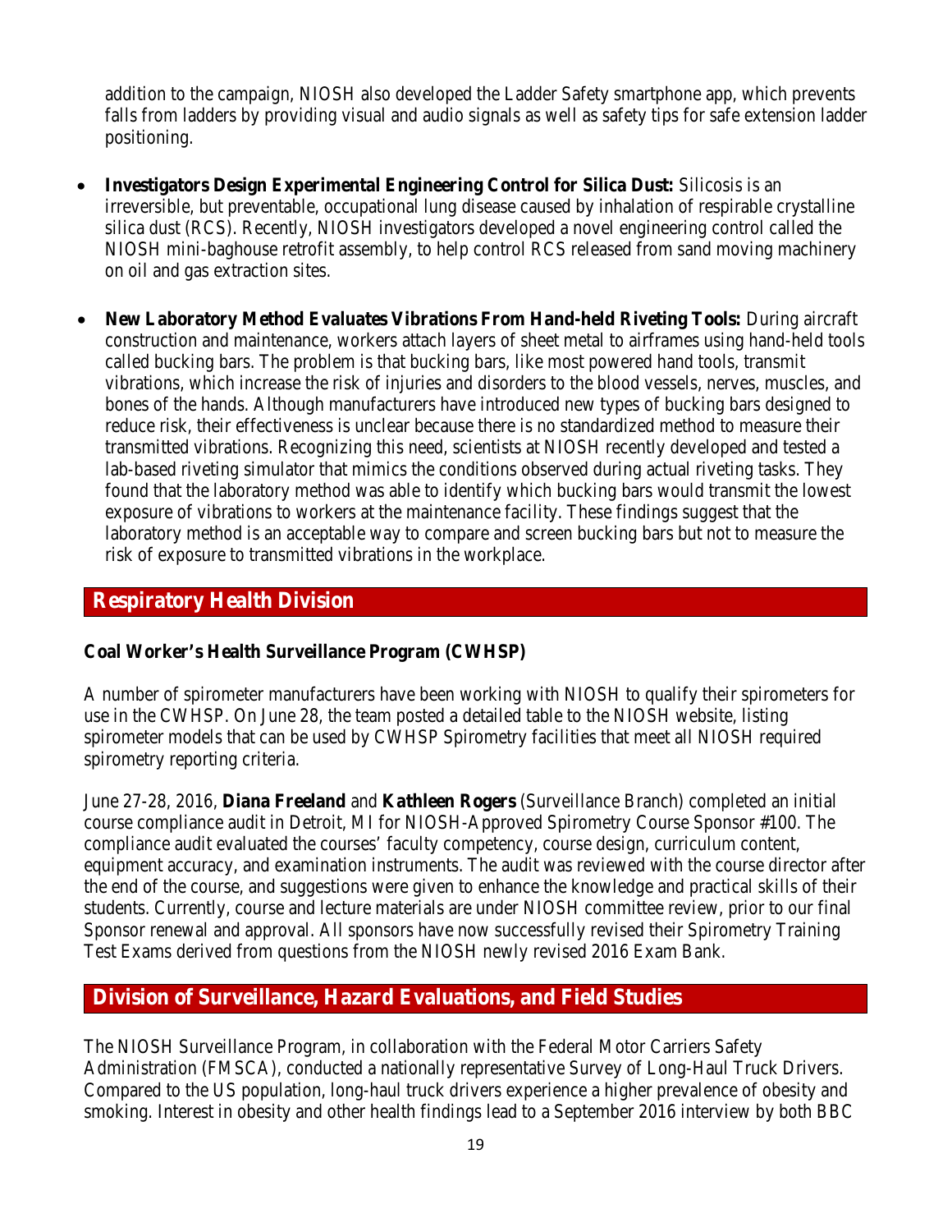addition to the campaign, NIOSH also developed the Ladder Safety smartphone app, which prevents falls from ladders by providing visual and audio signals as well as safety tips for safe extension ladder positioning.

- **Investigators Design Experimental Engineering Control for Silica Dust:** Silicosis is an irreversible, but preventable, occupational lung disease caused by inhalation of respirable crystalline silica dust (RCS). Recently, NIOSH investigators developed a novel engineering control called the NIOSH mini-baghouse retrofit assembly, to help control RCS released from sand moving machinery on oil and gas extraction sites.

- **New Laboratory Method Evaluates Vibrations From Hand-held Riveting Tools:** During aircraft construction and maintenance, workers attach layers of sheet metal to airframes using hand-held tools called bucking bars. The problem is that bucking bars, like most powered hand tools, transmit vibrations, which increase the risk of injuries and disorders to the blood vessels, nerves, muscles, and bones of the hands. Although manufacturers have introduced new types of bucking bars designed to reduce risk, their effectiveness is unclear because there is no standardized method to measure their transmitted vibrations. Recognizing this need, scientists at NIOSH recently developed and tested a lab-based riveting simulator that mimics the conditions observed during actual riveting tasks. They found that the laboratory method was able to identify which bucking bars would transmit the lowest exposure of vibrations to workers at the maintenance facility. These findings suggest that the laboratory method is an acceptable way to compare and screen bucking bars but not to measure the risk of exposure to transmitted vibrations in the workplace.

## Respiratory Health Division

### Coal Worker's Health Surveillance Program (CWHSP)

A number of spirometer manufacturers have been working with NIOSH to qualify their spirometers for use in the CWHSP. On June 28, the team posted a detailed table to the NIOSH website, listing spirometer models that can be used by CWHSP Spirometry facilities that meet all NIOSH required spirometry reporting criteria.

June 27-28, 2016, **Diana Freeland** and **Kathleen Rogers** (Surveillance Branch) completed an initial course compliance audit in Detroit, MI for NIOSH-Approved Spirometry Course Sponsor #100. The compliance audit evaluated the courses' faculty competency, course design, curriculum content, equipment accuracy, and examination instruments. The audit was reviewed with the course director after the end of the course, and suggestions were given to enhance the knowledge and practical skills of their students. Currently, course and lecture materials are under NIOSH committee review, prior to our final Sponsor renewal and approval. All sponsors have now successfully revised their Spirometry Training Test Exams derived from questions from the NIOSH newly revised 2016 Exam Bank.

## Division of Surveillance, Hazard Evaluations, and Field Studies

The NIOSH Surveillance Program, in collaboration with the Federal Motor Carriers Safety Administration (FMSCA), conducted a nationally representative Survey of Long-Haul Truck Drivers. Compared to the US population, long-haul truck drivers experience a higher prevalence of obesity and smoking. Interest in obesity and other health findings lead to a September 2016 interview by both BBC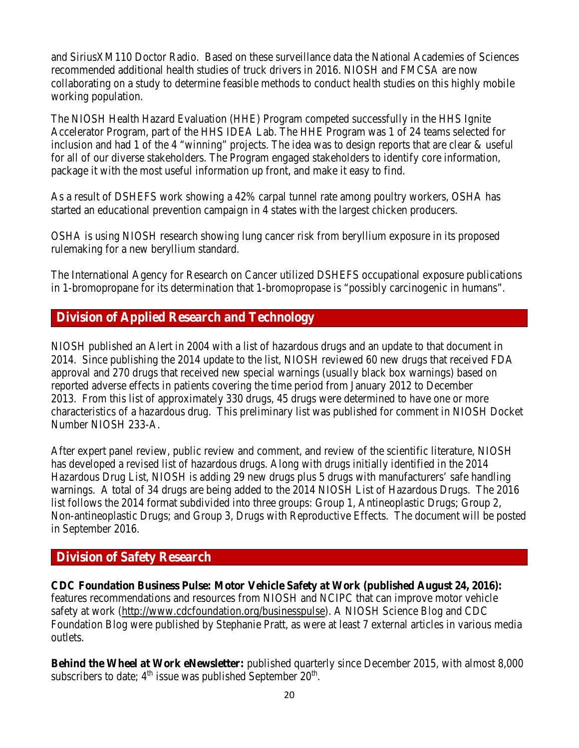and SiriusXM110 Doctor Radio. Based on these surveillance data the National Academies of Sciences recommended additional health studies of truck drivers in 2016. NIOSH and FMCSA are now collaborating on a study to determine feasible methods to conduct health studies on this highly mobile working population.

The NIOSH Health Hazard Evaluation (HHE) Program competed successfully in the HHS Ignite Accelerator Program, part of the HHS IDEA Lab. The HHE Program was 1 of 24 teams selected for inclusion and had 1 of the 4 "winning" projects. The idea was to design reports that are clear & useful for all of our diverse stakeholders. The Program engaged stakeholders to identify core information, package it with the most useful information up front, and make it easy to find.

As a result of DSHEFS work showing a 42% carpal tunnel rate among poultry workers, OSHA has started an educational prevention campaign in 4 states with the largest chicken producers.

OSHA is using NIOSH research showing lung cancer risk from beryllium exposure in its proposed rulemaking for a new beryllium standard.

The International Agency for Research on Cancer utilized DSHEFS occupational exposure publications in 1-bromopropane for its determination that 1-bromopropase is "possibly carcinogenic in humans".

## Division of Applied Research and Technology

NIOSH published an Alert in 2004 with a list of hazardous drugs and an update to that document in 2014. Since publishing the 2014 update to the list, NIOSH reviewed 60 new drugs that received FDA approval and 270 drugs that received new special warnings (usually black box warnings) based on reported adverse effects in patients covering the time period from January 2012 to December 2013. From this list of approximately 330 drugs, 45 drugs were determined to have one or more characteristics of a hazardous drug. This preliminary list was published for comment in NIOSH Docket Number NIOSH 233-A.

After expert panel review, public review and comment, and review of the scientific literature, NIOSH has developed a revised list of hazardous drugs. Along with drugs initially identified in the 2014 Hazardous Drug List, NIOSH is adding 29 new drugs plus 5 drugs with manufacturers' safe handling warnings. A total of 34 drugs are being added to the 2014 NIOSH List of Hazardous Drugs. The 2016 list follows the 2014 format subdivided into three groups: Group 1, Antineoplastic Drugs; Group 2, Non-antineoplastic Drugs; and Group 3, Drugs with Reproductive Effects. The document will be posted in September 2016.

## Division of Safety Research

**CDC Foundation Business Pulse: Motor Vehicle Safety at Work (published August 24, 2016):** features recommendations and resources from NIOSH and NCIPC that can improve motor vehicle safety at work (http://www.cdcfoundation.org/businesspulse). A NIOSH Science Blog and CDC Foundation Blog were published by Stephanie Pratt, as were at least 7 external articles in various media outlets.

**Behind the Wheel at Work eNewsletter:** published quarterly since December 2015, with almost 8,000 subscribers to date; 4th issue was published September 20th.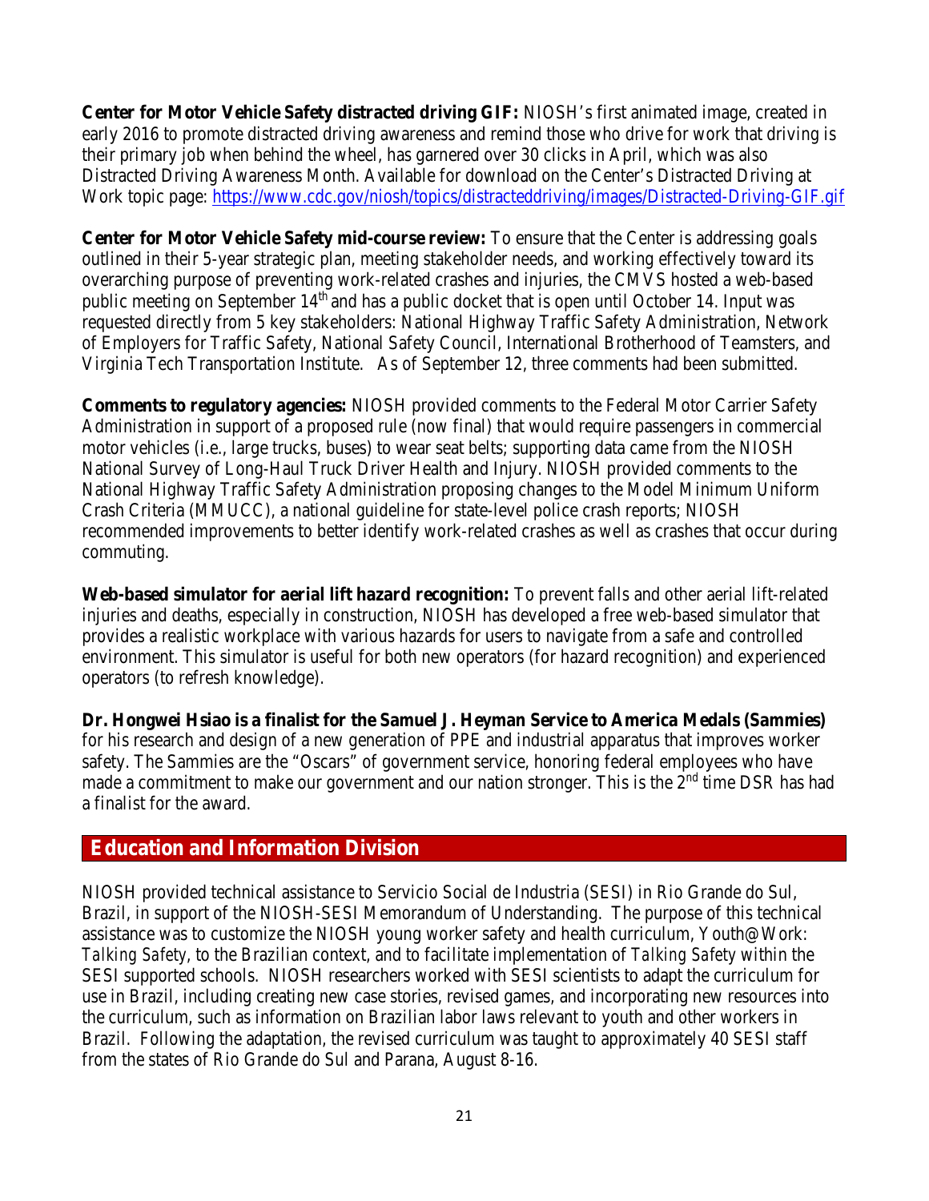**Center for Motor Vehicle Safety distracted driving GIF:** NIOSH's first animated image, created in early 2016 to promote distracted driving awareness and remind those who drive for work that driving is their primary job when behind the wheel, has garnered over 30 clicks in April, which was also Distracted Driving Awareness Month. Available for download on the Center's Distracted Driving at Work topic page: https://www.cdc.gov/niosh/topics/distracteddriving/images/Distracted-Driving-GIF.gif

**Center for Motor Vehicle Safety mid-course review:** To ensure that the Center is addressing goals outlined in their 5-year strategic plan, meeting stakeholder needs, and working effectively toward its overarching purpose of preventing work-related crashes and injuries, the CMVS hosted a web-based public meeting on September 14th and has a public docket that is open until October 14. Input was requested directly from 5 key stakeholders: National Highway Traffic Safety Administration, Network of Employers for Traffic Safety, National Safety Council, International Brotherhood of Teamsters, and Virginia Tech Transportation Institute. As of September 12, three comments had been submitted.

**Comments to regulatory agencies:** NIOSH provided comments to the Federal Motor Carrier Safety Administration in support of a proposed rule (now final) that would require passengers in commercial motor vehicles (i.e., large trucks, buses) to wear seat belts; supporting data came from the NIOSH National Survey of Long-Haul Truck Driver Health and Injury. NIOSH provided comments to the National Highway Traffic Safety Administration proposing changes to the Model Minimum Uniform Crash Criteria (MMUCC), a national guideline for state-level police crash reports; NIOSH recommended improvements to better identify work-related crashes as well as crashes that occur during commuting.

**Web-based simulator for aerial lift hazard recognition:** To prevent falls and other aerial lift-related injuries and deaths, especially in construction, NIOSH has developed a free web-based simulator that provides a realistic workplace with various hazards for users to navigate from a safe and controlled environment. This simulator is useful for both new operators (for hazard recognition) and experienced operators (to refresh knowledge).

**Dr. Hongwei Hsiao is a finalist for the Samuel J. Heyman Service to America Medals (Sammies)** for his research and design of a new generation of PPE and industrial apparatus that improves worker safety. The Sammies are the "Oscars" of government service, honoring federal employees who have made a commitment to make our government and our nation stronger. This is the 2nd time DSR has had a finalist for the award.

## Education and Information Division

NIOSH provided technical assistance to Servicio Social de Industria (SESI) in Rio Grande do Sul, Brazil, in support of the NIOSH-SESI Memorandum of Understanding. The purpose of this technical assistance was to customize the NIOSH young worker safety and health curriculum, Youth@Work: *Talking Safety*, to the Brazilian context, and to facilitate implementation of *Talking Safety* within the SESI supported schools. NIOSH researchers worked with SESI scientists to adapt the curriculum for use in Brazil, including creating new case stories, revised games, and incorporating new resources into the curriculum, such as information on Brazilian labor laws relevant to youth and other workers in Brazil. Following the adaptation, the revised curriculum was taught to approximately 40 SESI staff from the states of Rio Grande do Sul and Parana, August 8-16.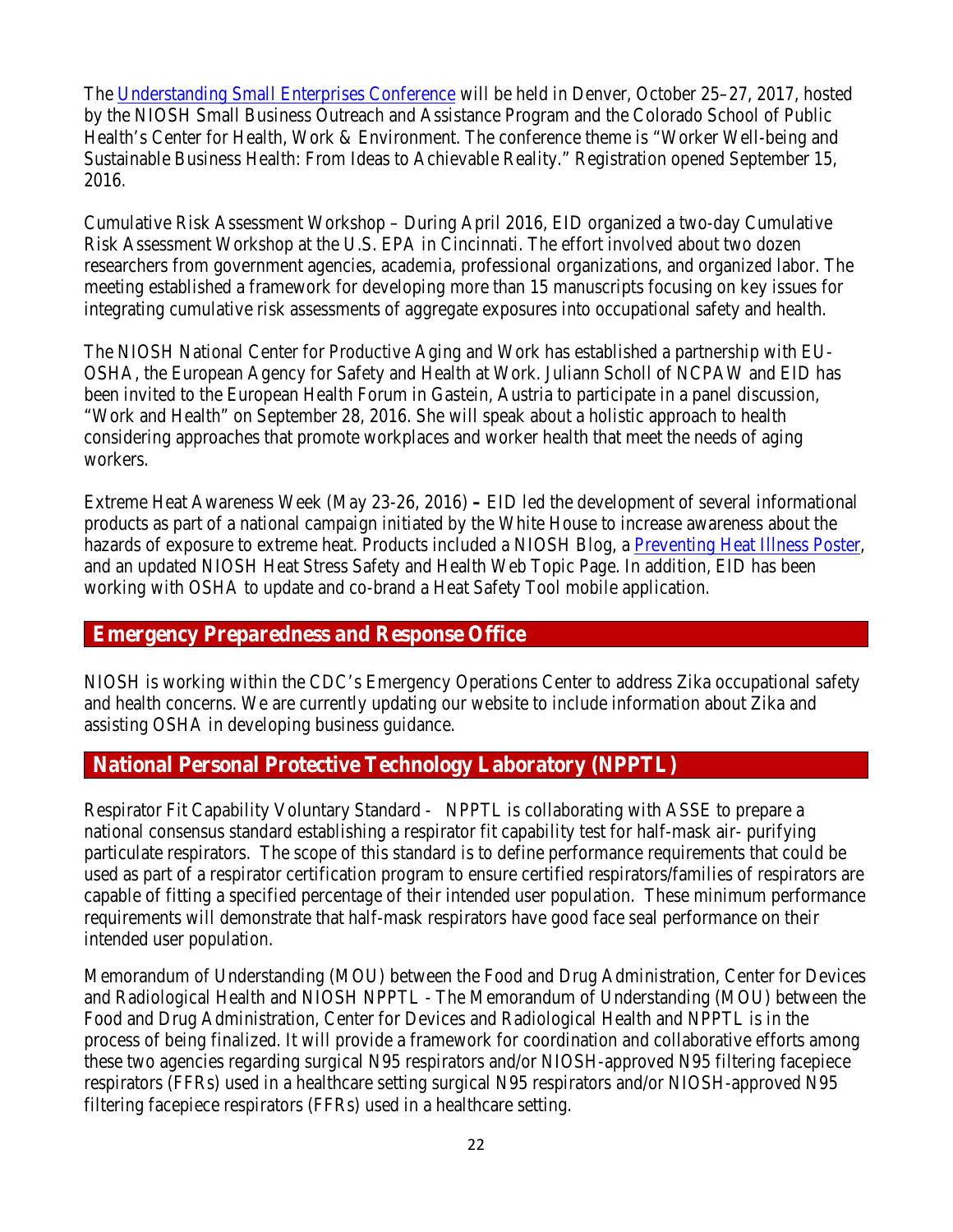The Understanding Small Enterprises Conference will be held in Denver, October 25–27, 2017, hosted by the NIOSH Small Business Outreach and Assistance Program and the Colorado School of Public Health's Center for Health, Work & Environment. The conference theme is "Worker Well-being and Sustainable Business Health: From Ideas to Achievable Reality." Registration opened September 15, 2016.

Cumulative Risk Assessment Workshop – During April 2016, EID organized a two-day Cumulative Risk Assessment Workshop at the U.S. EPA in Cincinnati. The effort involved about two dozen researchers from government agencies, academia, professional organizations, and organized labor. The meeting established a framework for developing more than 15 manuscripts focusing on key issues for integrating cumulative risk assessments of aggregate exposures into occupational safety and health.

The NIOSH National Center for Productive Aging and Work has established a partnership with EU-OSHA, the European Agency for Safety and Health at Work. Juliann Scholl of NCPAW and EID has been invited to the European Health Forum in Gastein, Austria to participate in a panel discussion, "Work and Health" on September 28, 2016. She will speak about a holistic approach to health considering approaches that promote workplaces and worker health that meet the needs of aging workers.

Extreme Heat Awareness Week (May 23-26, 2016) **–** EID led the development of several informational products as part of a national campaign initiated by the White House to increase awareness about the hazards of exposure to extreme heat. Products included a NIOSH Blog, a Preventing Heat Illness Poster, and an updated NIOSH Heat Stress Safety and Health Web Topic Page. In addition, EID has been working with OSHA to update and co-brand a Heat Safety Tool mobile application.

## Emergency Preparedness and Response Office

NIOSH is working within the CDC's Emergency Operations Center to address Zika occupational safety and health concerns. We are currently updating our website to include information about Zika and assisting OSHA in developing business guidance.

## National Personal Protective Technology Laboratory (NPPTL)

Respirator Fit Capability Voluntary Standard - NPPTL is collaborating with ASSE to prepare a national consensus standard establishing a respirator fit capability test for half-mask air- purifying particulate respirators. The scope of this standard is to define performance requirements that could be used as part of a respirator certification program to ensure certified respirators/families of respirators are capable of fitting a specified percentage of their intended user population. These minimum performance requirements will demonstrate that half-mask respirators have good face seal performance on their intended user population.

Memorandum of Understanding (MOU) between the Food and Drug Administration, Center for Devices and Radiological Health and NIOSH NPPTL - The Memorandum of Understanding (MOU) between the Food and Drug Administration, Center for Devices and Radiological Health and NPPTL is in the process of being finalized. It will provide a framework for coordination and collaborative efforts among these two agencies regarding surgical N95 respirators and/or NIOSH-approved N95 filtering facepiece respirators (FFRs) used in a healthcare setting surgical N95 respirators and/or NIOSH-approved N95 filtering facepiece respirators (FFRs) used in a healthcare setting.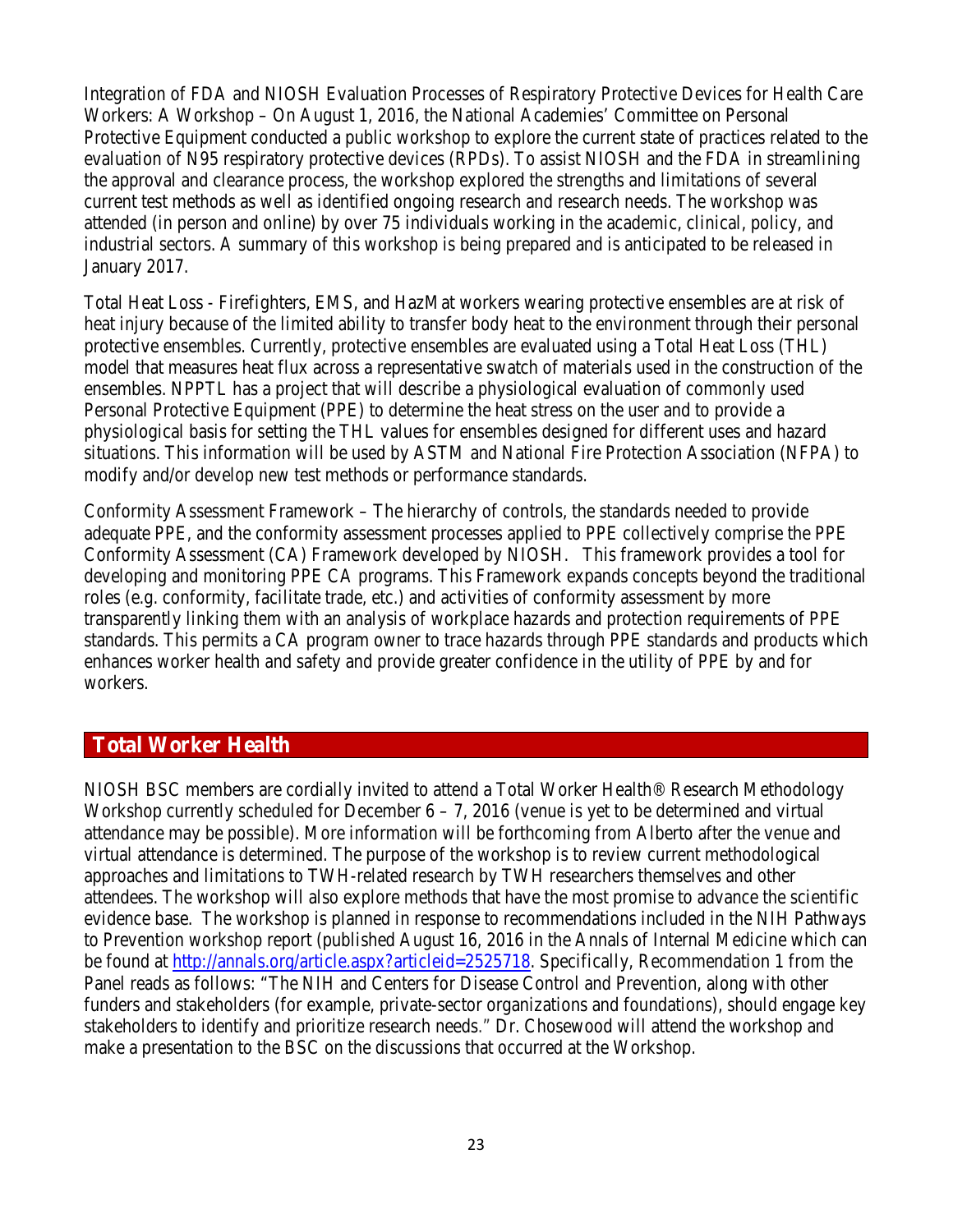Integration of FDA and NIOSH Evaluation Processes of Respiratory Protective Devices for Health Care Workers: A Workshop – On August 1, 2016, the National Academies' Committee on Personal Protective Equipment conducted a public workshop to explore the current state of practices related to the evaluation of N95 respiratory protective devices (RPDs). To assist NIOSH and the FDA in streamlining the approval and clearance process, the workshop explored the strengths and limitations of several current test methods as well as identified ongoing research and research needs. The workshop was attended (in person and online) by over 75 individuals working in the academic, clinical, policy, and industrial sectors. A summary of this workshop is being prepared and is anticipated to be released in January 2017.

Total Heat Loss - Firefighters, EMS, and HazMat workers wearing protective ensembles are at risk of heat injury because of the limited ability to transfer body heat to the environment through their personal protective ensembles. Currently, protective ensembles are evaluated using a Total Heat Loss (THL) model that measures heat flux across a representative swatch of materials used in the construction of the ensembles. NPPTL has a project that will describe a physiological evaluation of commonly used Personal Protective Equipment (PPE) to determine the heat stress on the user and to provide a physiological basis for setting the THL values for ensembles designed for different uses and hazard situations. This information will be used by ASTM and National Fire Protection Association (NFPA) to modify and/or develop new test methods or performance standards.

Conformity Assessment Framework – The hierarchy of controls, the standards needed to provide adequate PPE, and the conformity assessment processes applied to PPE collectively comprise the PPE Conformity Assessment (CA) Framework developed by NIOSH. This framework provides a tool for developing and monitoring PPE CA programs. This Framework expands concepts beyond the traditional roles (e.g. conformity, facilitate trade, etc.) and activities of conformity assessment by more transparently linking them with an analysis of workplace hazards and protection requirements of PPE standards. This permits a CA program owner to trace hazards through PPE standards and products which enhances worker health and safety and provide greater confidence in the utility of PPE by and for workers.

## *Total Worker Health*

NIOSH BSC members are cordially invited to attend a Total Worker Health® Research Methodology Workshop currently scheduled for December 6 – 7, 2016 (venue is yet to be determined and virtual attendance may be possible). More information will be forthcoming from Alberto after the venue and virtual attendance is determined. The purpose of the workshop is to review current methodological approaches and limitations to TWH-related research by TWH researchers themselves and other attendees. The workshop will also explore methods that have the most promise to advance the scientific evidence base. The workshop is planned in response to recommendations included in the NIH Pathways to Prevention workshop report (published August 16, 2016 in the Annals of Internal Medicine which can be found at [http://annals.org/article.aspx?articleid=2525718](http://annals.org/article.aspx?articleid=2525718). Specifically, Recommendation 1 from the Panel reads as follows: "The NIH and Centers for Disease Control and Prevention, along with other funders and stakeholders (for example, private-sector organizations and foundations), should engage key stakeholders to identify and prioritize research needs." Dr. Chosewood will attend the workshop and make a presentation to the BSC on the discussions that occurred at the Workshop.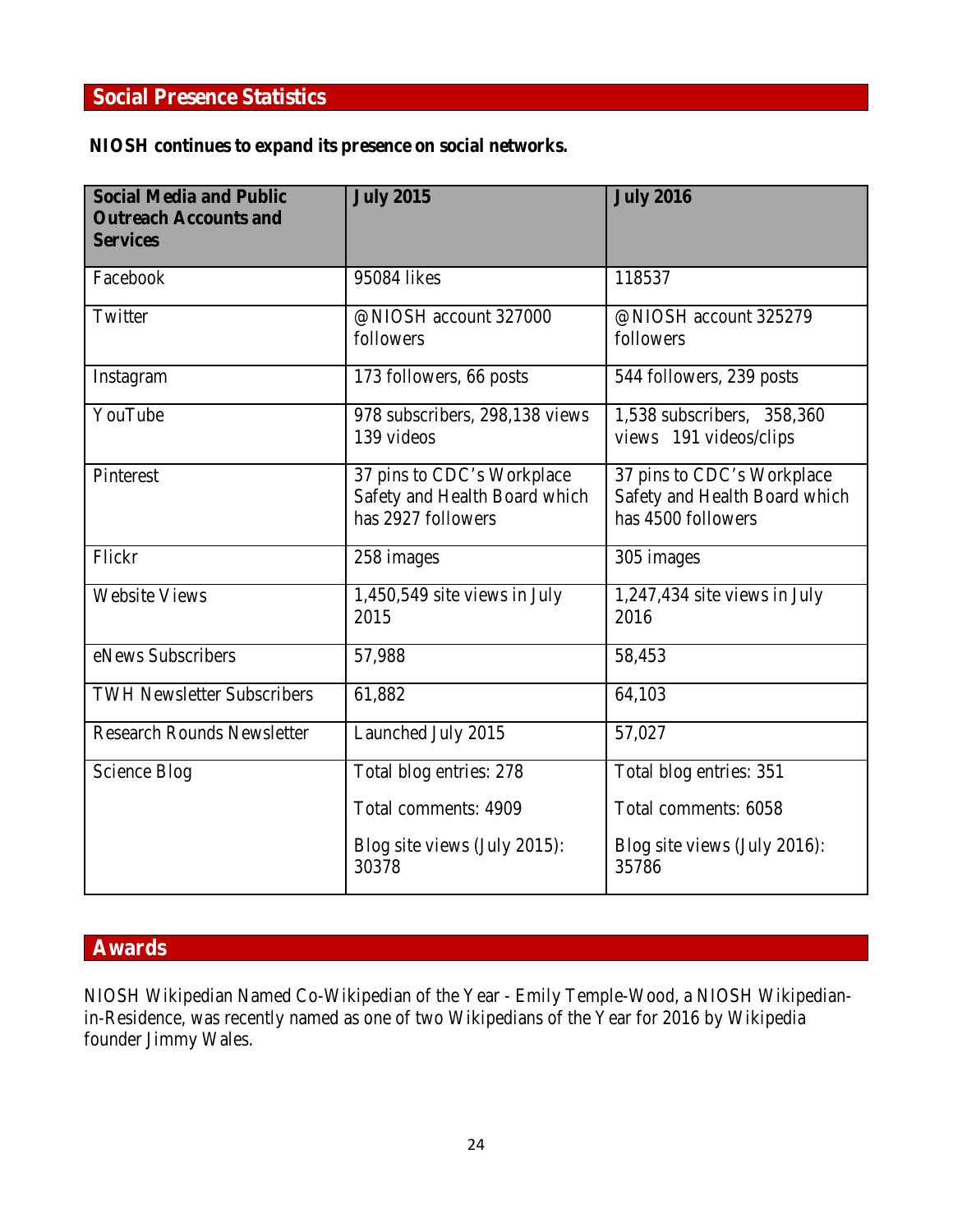## Social Presence Statistics

**NIOSH continues to expand its presence on social networks.**

| Social Media and Public Outreach Accounts and Services | July 2015 | July 2016 |
|---|---|---|
| Facebook | 95084 likes | 118537 |
| Twitter | @NIOSH account 327000 followers | @NIOSH account 325279 followers |
| Instagram | 173 followers, 66 posts | 544 followers, 239 posts |
| YouTube | 978 subscribers, 298,138 views 139 videos | 1,538 subscribers, 358,360 views 191 videos/clips |
| Pinterest | 37 pins to CDC's Workplace Safety and Health Board which has 2927 followers | 37 pins to CDC's Workplace Safety and Health Board which has 4500 followers |
| Flickr | 258 images | 305 images |
| Website Views | 1,450,549 site views in July 2015 | 1,247,434 site views in July 2016 |
| eNews Subscribers | 57,988 | 58,453 |
| TWH Newsletter Subscribers | 61,882 | 64,103 |
| Research Rounds Newsletter | Launched July 2015 | 57,027 |
| Science Blog | Total blog entries: 278<br>Total comments: 4909<br>Blog site views (July 2015): 30378 | Total blog entries: 351<br>Total comments: 6058<br>Blog site views (July 2016): 35786 |

## Awards

NIOSH Wikipedian Named Co-Wikipedian of the Year - Emily Temple-Wood, a NIOSH Wikipedian-in-Residence, was recently named as one of two Wikipedians of the Year for 2016 by Wikipedia founder Jimmy Wales.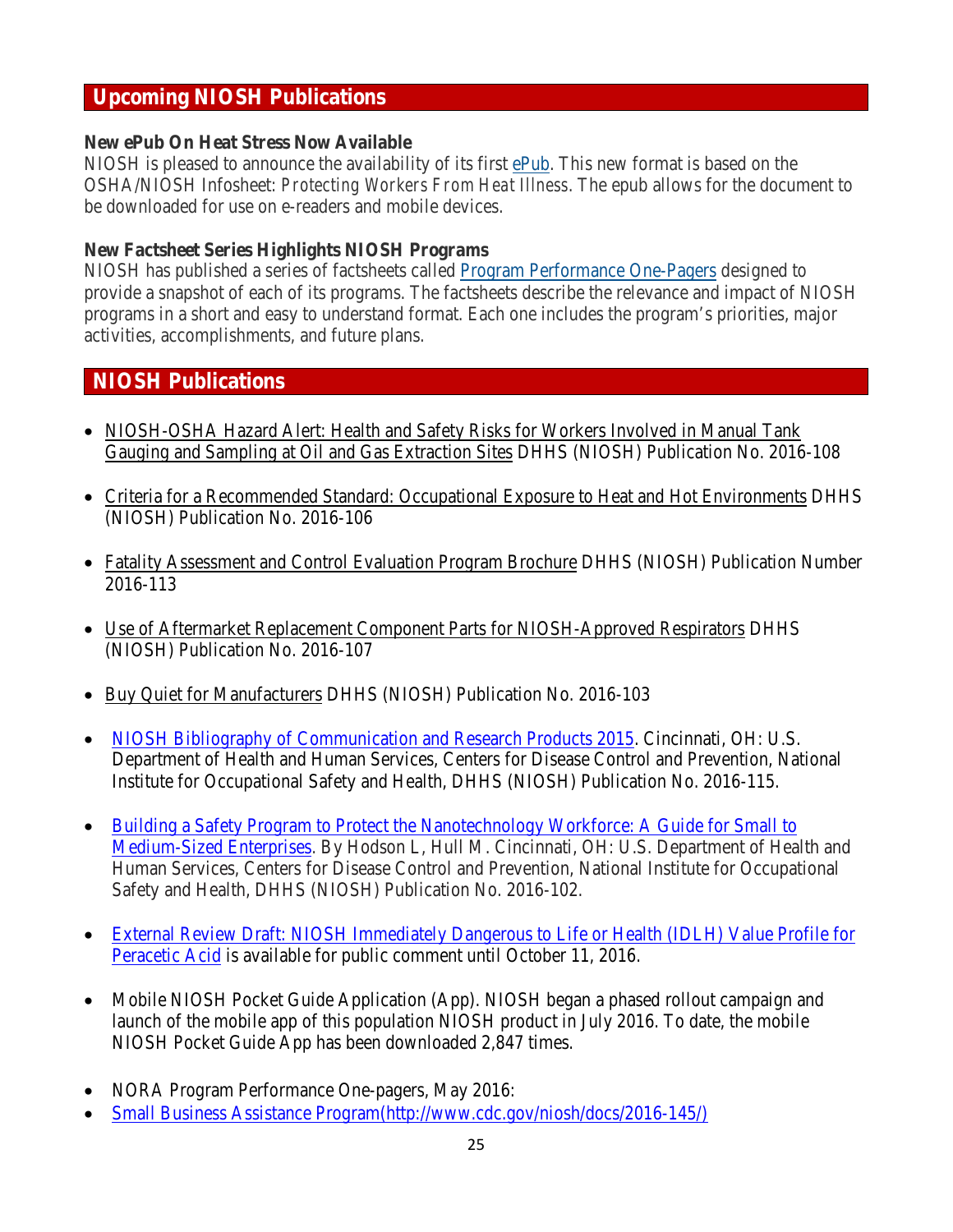## Upcoming NIOSH Publications

**New ePub On Heat Stress Now Available**
NIOSH is pleased to announce the availability of its first ePub. This new format is based on the OSHA/NIOSH Infosheet: *Protecting Workers From Heat Illness*. The epub allows for the document to be downloaded for use on e-readers and mobile devices.

**New Factsheet Series Highlights NIOSH Programs**
NIOSH has published a series of factsheets called Program Performance One-Pagers designed to provide a snapshot of each of its programs. The factsheets describe the relevance and impact of NIOSH programs in a short and easy to understand format. Each one includes the program's priorities, major activities, accomplishments, and future plans.

## NIOSH Publications

- NIOSH-OSHA Hazard Alert: Health and Safety Risks for Workers Involved in Manual Tank Gauging and Sampling at Oil and Gas Extraction Sites DHHS (NIOSH) Publication No. 2016-108
- Criteria for a Recommended Standard: Occupational Exposure to Heat and Hot Environments DHHS (NIOSH) Publication No. 2016-106
- Fatality Assessment and Control Evaluation Program Brochure DHHS (NIOSH) Publication Number 2016-113
- Use of Aftermarket Replacement Component Parts for NIOSH-Approved Respirators DHHS (NIOSH) Publication No. 2016-107
- Buy Quiet for Manufacturers DHHS (NIOSH) Publication No. 2016-103
- NIOSH Bibliography of Communication and Research Products 2015. Cincinnati, OH: U.S. Department of Health and Human Services, Centers for Disease Control and Prevention, National Institute for Occupational Safety and Health, DHHS (NIOSH) Publication No. 2016-115.
- Building a Safety Program to Protect the Nanotechnology Workforce: A Guide for Small to Medium-Sized Enterprises. By Hodson L, Hull M. Cincinnati, OH: U.S. Department of Health and Human Services, Centers for Disease Control and Prevention, National Institute for Occupational Safety and Health, DHHS (NIOSH) Publication No. 2016-102.
- External Review Draft: NIOSH Immediately Dangerous to Life or Health (IDLH) Value Profile for Peracetic Acid is available for public comment until October 11, 2016.
- Mobile NIOSH Pocket Guide Application (App). NIOSH began a phased rollout campaign and launch of the mobile app of this population NIOSH product in July 2016. To date, the mobile NIOSH Pocket Guide App has been downloaded 2,847 times.
- NORA Program Performance One-pagers, May 2016:
- Small Business Assistance Program(http://www.cdc.gov/niosh/docs/2016-145/)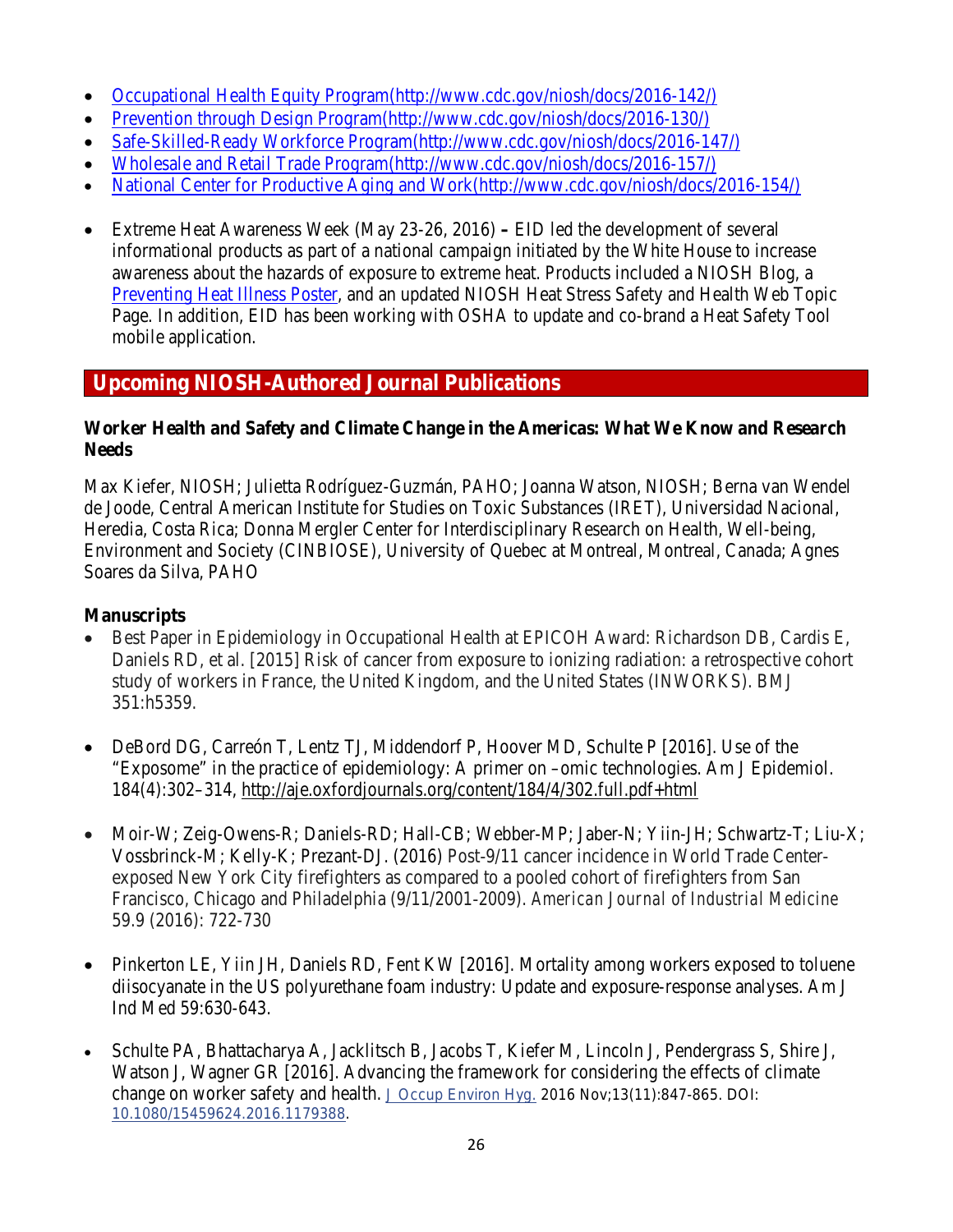- [Occupational Health Equity Program(http://www.cdc.gov/niosh/docs/2016-142/)](http://www.cdc.gov/niosh/docs/2016-142/)
- [Prevention through Design Program(http://www.cdc.gov/niosh/docs/2016-130/)](http://www.cdc.gov/niosh/docs/2016-130/)
- [Safe-Skilled-Ready Workforce Program(http://www.cdc.gov/niosh/docs/2016-147/)](http://www.cdc.gov/niosh/docs/2016-147/)
- [Wholesale and Retail Trade Program(http://www.cdc.gov/niosh/docs/2016-157/)](http://www.cdc.gov/niosh/docs/2016-157/)
- [National Center for Productive Aging and Work(http://www.cdc.gov/niosh/docs/2016-154/)](http://www.cdc.gov/niosh/docs/2016-154/)

- Extreme Heat Awareness Week (May 23-26, 2016) **–** EID led the development of several informational products as part of a national campaign initiated by the White House to increase awareness about the hazards of exposure to extreme heat. Products included a NIOSH Blog, a Preventing Heat Illness Poster, and an updated NIOSH Heat Stress Safety and Health Web Topic Page. In addition, EID has been working with OSHA to update and co-brand a Heat Safety Tool mobile application.

## Upcoming NIOSH-Authored Journal Publications

**Worker Health and Safety and Climate Change in the Americas: What We Know and Research Needs**

Max Kiefer, NIOSH; Julietta Rodríguez-Guzmán, PAHO; Joanna Watson, NIOSH; Berna van Wendel de Joode, Central American Institute for Studies on Toxic Substances (IRET), Universidad Nacional, Heredia, Costa Rica; Donna Mergler Center for Interdisciplinary Research on Health, Well-being, Environment and Society (CINBIOSE), University of Quebec at Montreal, Montreal, Canada; Agnes Soares da Silva, PAHO

**Manuscripts**

- Best Paper in Epidemiology in Occupational Health at EPICOH Award: Richardson DB, Cardis E, Daniels RD, et al. [2015] Risk of cancer from exposure to ionizing radiation: a retrospective cohort study of workers in France, the United Kingdom, and the United States (INWORKS). BMJ 351:h5359.

- DeBord DG, Carreón T, Lentz TJ, Middendorf P, Hoover MD, Schulte P [2016]. Use of the "Exposome" in the practice of epidemiology: A primer on –omic technologies. Am J Epidemiol. 184(4):302–314, http://aje.oxfordjournals.org/content/184/4/302.full.pdf+html

- Moir-W; Zeig-Owens-R; Daniels-RD; Hall-CB; Webber-MP; Jaber-N; Yiin-JH; Schwartz-T; Liu-X; Vossbrinck-M; Kelly-K; Prezant-DJ. (2016) Post-9/11 cancer incidence in World Trade Center-exposed New York City firefighters as compared to a pooled cohort of firefighters from San Francisco, Chicago and Philadelphia (9/11/2001-2009). *American Journal of Industrial Medicine* 59.9 (2016): 722-730

- Pinkerton LE, Yiin JH, Daniels RD, Fent KW [2016]. Mortality among workers exposed to toluene diisocyanate in the US polyurethane foam industry: Update and exposure-response analyses. Am J Ind Med 59:630-643.

- Schulte PA, Bhattacharya A, Jacklitsch B, Jacobs T, Kiefer M, Lincoln J, Pendergrass S, Shire J, Watson J, Wagner GR [2016]. Advancing the framework for considering the effects of climate change on worker safety and health. J Occup Environ Hyg. 2016 Nov;13(11):847-865. DOI: 10.1080/15459624.2016.1179388.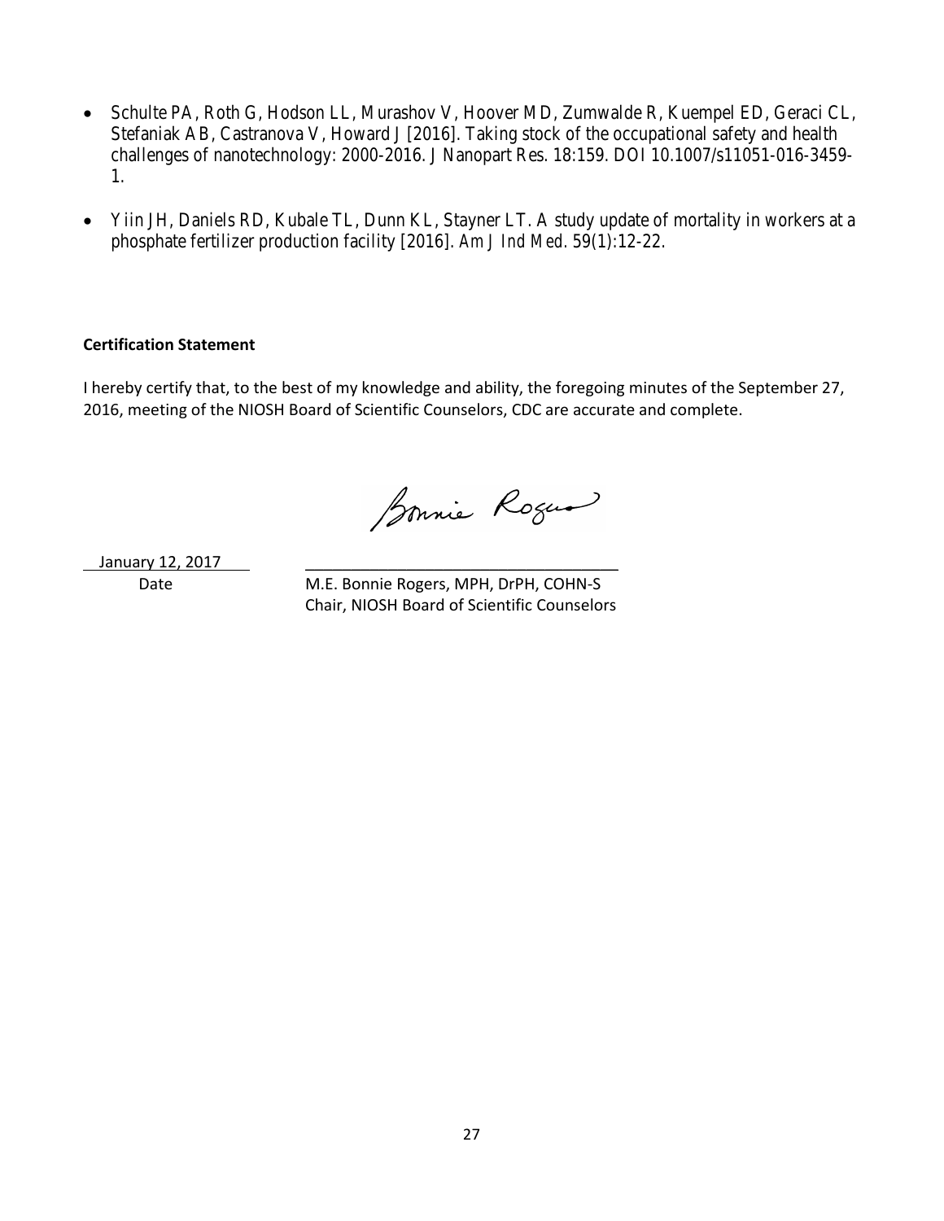- Schulte PA, Roth G, Hodson LL, Murashov V, Hoover MD, Zumwalde R, Kuempel ED, Geraci CL, Stefaniak AB, Castranova V, Howard J [2016]. Taking stock of the occupational safety and health challenges of nanotechnology: 2000-2016. J Nanopart Res. 18:159. DOI 10.1007/s11051-016-3459-1.
- Yiin JH, Daniels RD, Kubale TL, Dunn KL, Stayner LT. A study update of mortality in workers at a phosphate fertilizer production facility [2016]. *Am J Ind Med.* 59(1):12-22.

**Certification Statement**

I hereby certify that, to the best of my knowledge and ability, the foregoing minutes of the September 27, 2016, meeting of the NIOSH Board of Scientific Counselors, CDC are accurate and complete.

Bonnie Rogers

January 12, 2017

Date

M.E. Bonnie Rogers, MPH, DrPH, COHN-S
Chair, NIOSH Board of Scientific Counselors